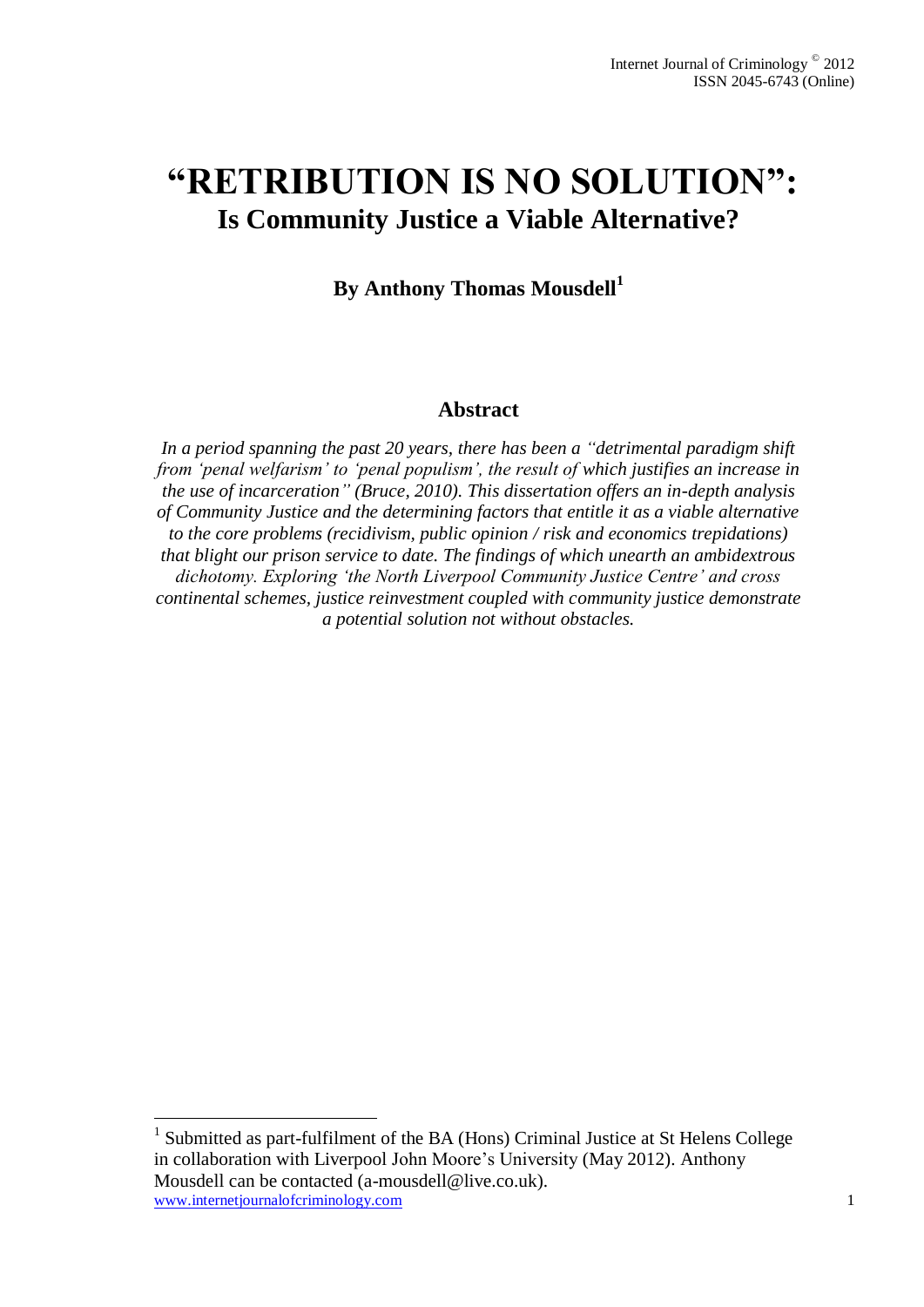# "RETRIBUTION IS NO SOLUTION": Is Community Justice a Viable Alternative?

**By Anthony Thomas Mousdell[1]**

## Abstract

*In a period spanning the past 20 years, there has been a "detrimental paradigm shift from 'penal welfarism' to 'penal populism', the result of which justifies an increase in the use of incarceration" (Bruce, 2010). This dissertation offers an in-depth analysis of Community Justice and the determining factors that entitle it as a viable alternative to the core problems (recidivism, public opinion / risk and economics trepidations) that blight our prison service to date. The findings of which unearth an ambidextrous dichotomy. Exploring 'the North Liverpool Community Justice Centre' and cross continental schemes, justice reinvestment coupled with community justice demonstrate a potential solution not without obstacles.*

---

[1] Submitted as part-fulfilment of the BA (Hons) Criminal Justice at St Helens College in collaboration with Liverpool John Moore's University (May 2012). Anthony Mousdell can be contacted (a-mousdell@live.co.uk).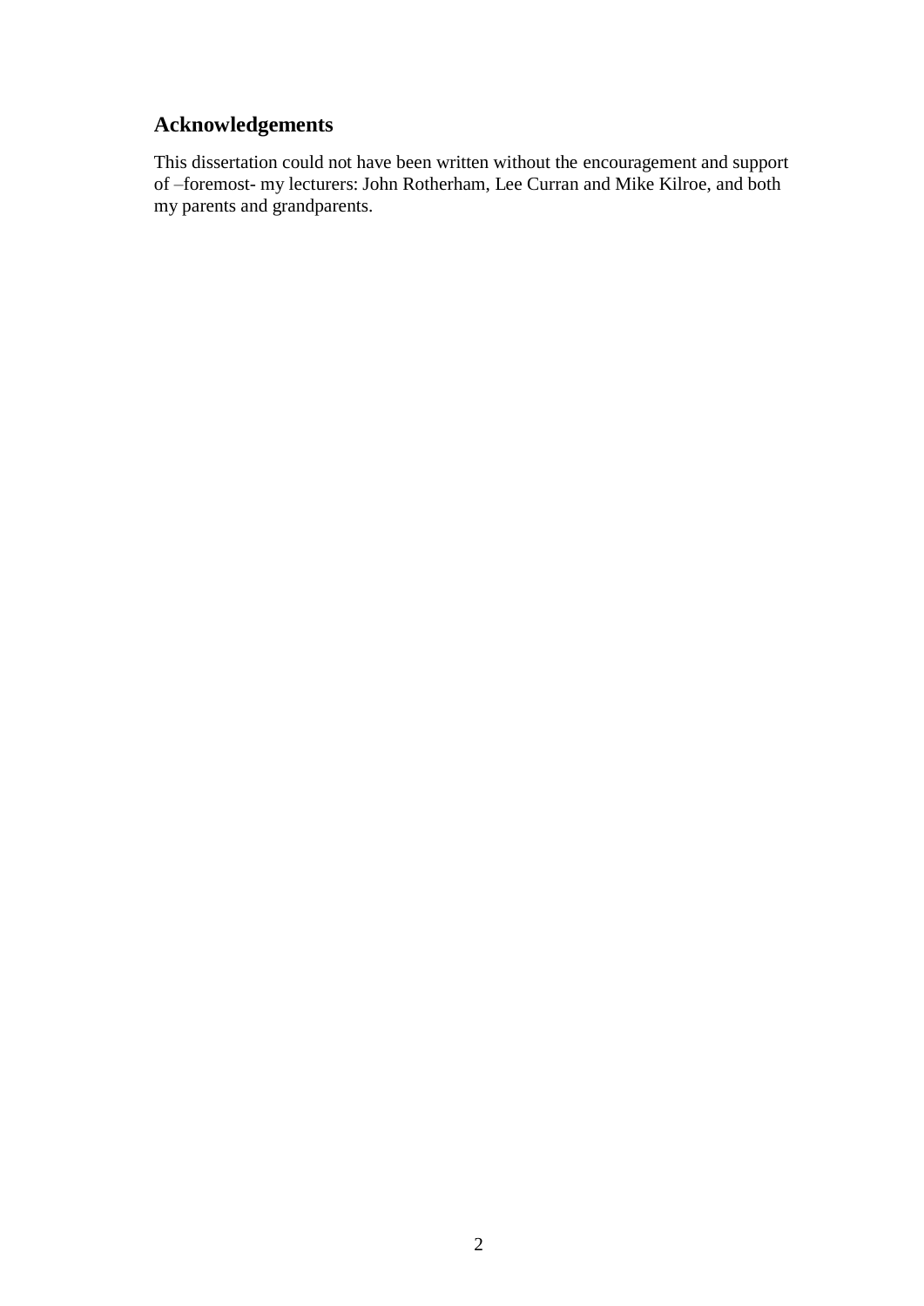## Acknowledgements

This dissertation could not have been written without the encouragement and support of –foremost- my lecturers: John Rotherham, Lee Curran and Mike Kilroe, and both my parents and grandparents.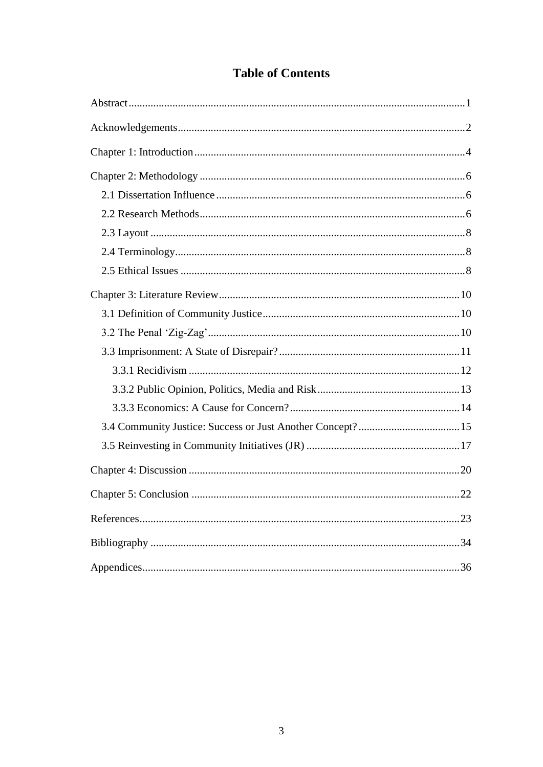# Table of Contents

Abstract....................................................................................................................1

Acknowledgements.....................................................................................................2

Chapter 1: Introduction...............................................................................................4

Chapter 2: Methodology .............................................................................................6

- 2.1 Dissertation Influence .......................................................................................6
- 2.2 Research Methods.............................................................................................6
- 2.3 Layout ...............................................................................................................8
- 2.4 Terminology......................................................................................................8
- 2.5 Ethical Issues ....................................................................................................8

Chapter 3: Literature Review....................................................................................10

- 3.1 Definition of Community Justice....................................................................10
- 3.2 The Penal 'Zig-Zag'........................................................................................10
- 3.3 Imprisonment: A State of Disrepair?..............................................................11
  - 3.3.1 Recidivism ...............................................................................................12
  - 3.3.2 Public Opinion, Politics, Media and Risk.................................................13
  - 3.3.3 Economics: A Cause for Concern?...........................................................14
- 3.4 Community Justice: Success or Just Another Concept?..................................15
- 3.5 Reinvesting in Community Initiatives (JR) .....................................................17

Chapter 4: Discussion ...............................................................................................20

Chapter 5: Conclusion ..............................................................................................22

References..................................................................................................................23

Bibliography .............................................................................................................34

Appendices................................................................................................................36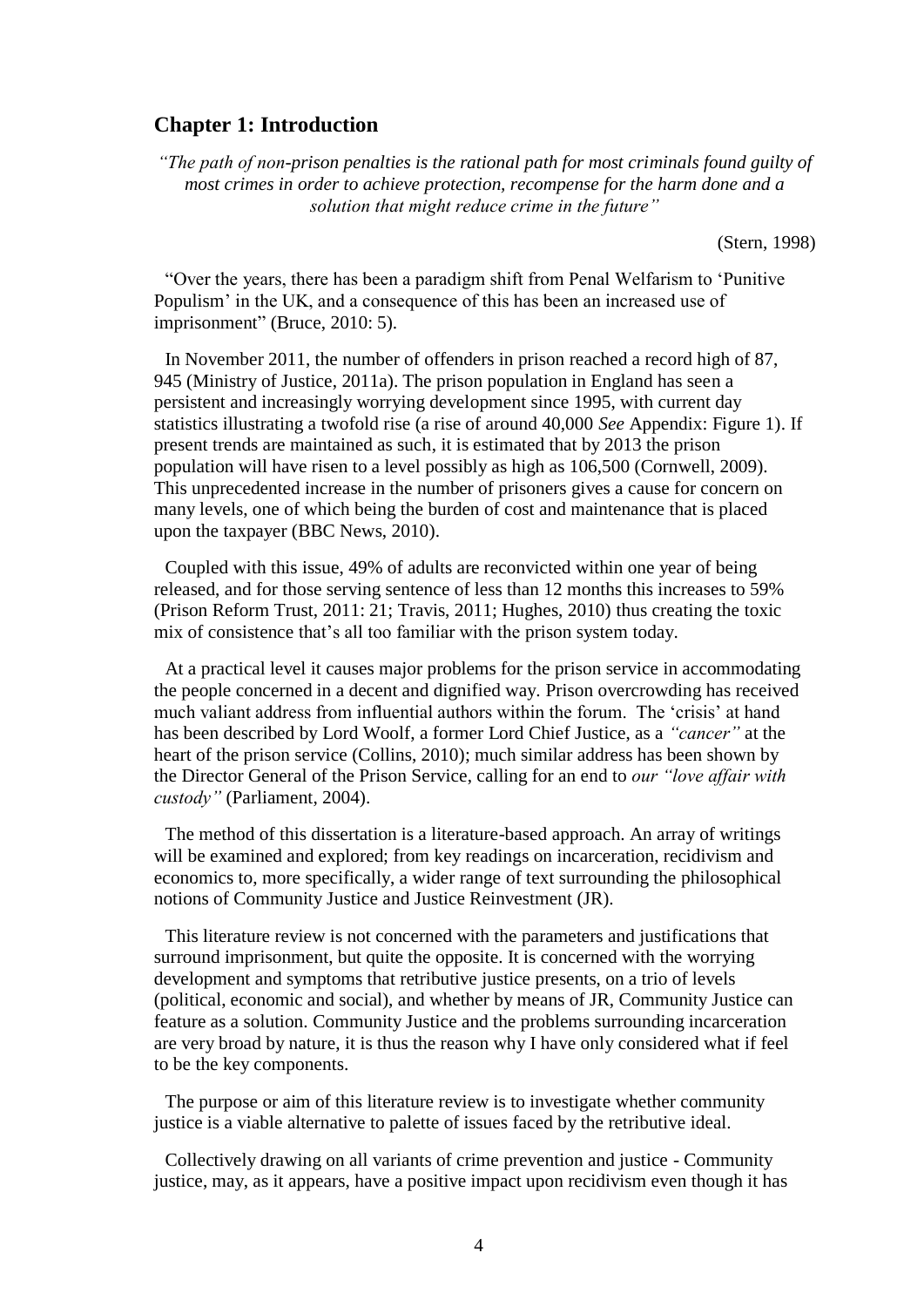## Chapter 1: Introduction

*"The path of non-prison penalties is the rational path for most criminals found guilty of most crimes in order to achieve protection, recompense for the harm done and a solution that might reduce crime in the future"*

(Stern, 1998)

"Over the years, there has been a paradigm shift from Penal Welfarism to 'Punitive Populism' in the UK, and a consequence of this has been an increased use of imprisonment" (Bruce, 2010: 5).

In November 2011, the number of offenders in prison reached a record high of 87, 945 (Ministry of Justice, 2011a). The prison population in England has seen a persistent and increasingly worrying development since 1995, with current day statistics illustrating a twofold rise (a rise of around 40,000 *See* Appendix: Figure 1). If present trends are maintained as such, it is estimated that by 2013 the prison population will have risen to a level possibly as high as 106,500 (Cornwell, 2009). This unprecedented increase in the number of prisoners gives a cause for concern on many levels, one of which being the burden of cost and maintenance that is placed upon the taxpayer (BBC News, 2010).

Coupled with this issue, 49% of adults are reconvicted within one year of being released, and for those serving sentence of less than 12 months this increases to 59% (Prison Reform Trust, 2011: 21; Travis, 2011; Hughes, 2010) thus creating the toxic mix of consistence that's all too familiar with the prison system today.

At a practical level it causes major problems for the prison service in accommodating the people concerned in a decent and dignified way. Prison overcrowding has received much valiant address from influential authors within the forum. The 'crisis' at hand has been described by Lord Woolf, a former Lord Chief Justice, as a *"cancer"* at the heart of the prison service (Collins, 2010); much similar address has been shown by the Director General of the Prison Service, calling for an end to *our "love affair with custody"* (Parliament, 2004).

The method of this dissertation is a literature-based approach. An array of writings will be examined and explored; from key readings on incarceration, recidivism and economics to, more specifically, a wider range of text surrounding the philosophical notions of Community Justice and Justice Reinvestment (JR).

This literature review is not concerned with the parameters and justifications that surround imprisonment, but quite the opposite. It is concerned with the worrying development and symptoms that retributive justice presents, on a trio of levels (political, economic and social), and whether by means of JR, Community Justice can feature as a solution. Community Justice and the problems surrounding incarceration are very broad by nature, it is thus the reason why I have only considered what if feel to be the key components.

The purpose or aim of this literature review is to investigate whether community justice is a viable alternative to palette of issues faced by the retributive ideal.

Collectively drawing on all variants of crime prevention and justice - Community justice, may, as it appears, have a positive impact upon recidivism even though it has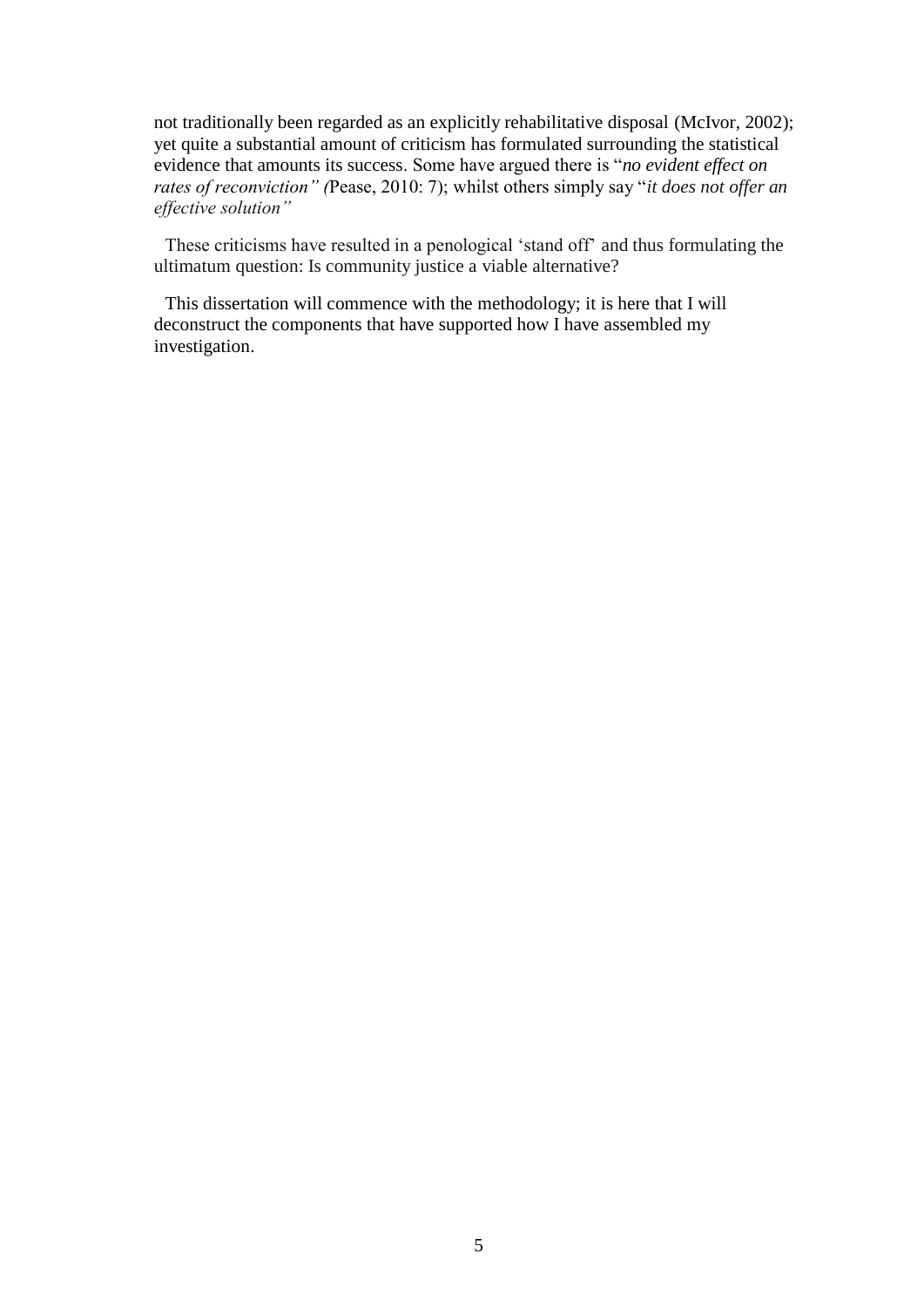not traditionally been regarded as an explicitly rehabilitative disposal (McIvor, 2002); yet quite a substantial amount of criticism has formulated surrounding the statistical evidence that amounts its success. Some have argued there is "*no evident effect on rates of reconviction" (*Pease, 2010: 7); whilst others simply say "*it does not offer an effective solution"*

These criticisms have resulted in a penological 'stand off' and thus formulating the ultimatum question: Is community justice a viable alternative?

This dissertation will commence with the methodology; it is here that I will deconstruct the components that have supported how I have assembled my investigation.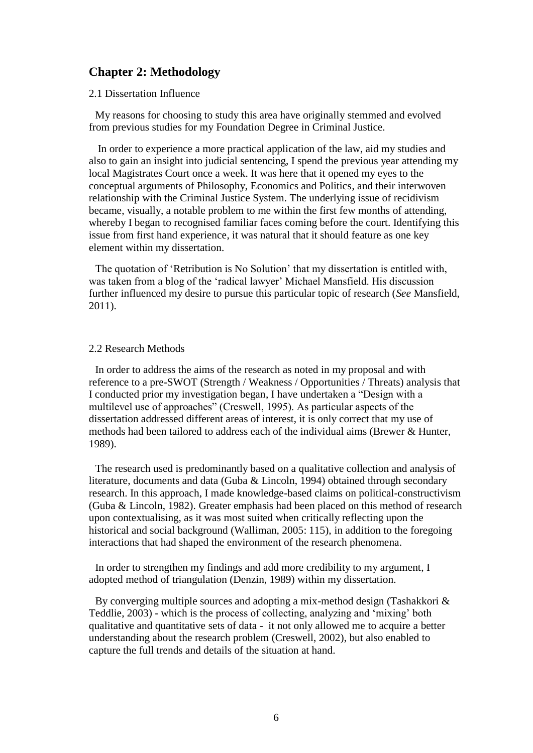## Chapter 2: Methodology

2.1 Dissertation Influence

My reasons for choosing to study this area have originally stemmed and evolved from previous studies for my Foundation Degree in Criminal Justice.

In order to experience a more practical application of the law, aid my studies and also to gain an insight into judicial sentencing, I spend the previous year attending my local Magistrates Court once a week. It was here that it opened my eyes to the conceptual arguments of Philosophy, Economics and Politics, and their interwoven relationship with the Criminal Justice System. The underlying issue of recidivism became, visually, a notable problem to me within the first few months of attending, whereby I began to recognised familiar faces coming before the court. Identifying this issue from first hand experience, it was natural that it should feature as one key element within my dissertation.

The quotation of 'Retribution is No Solution' that my dissertation is entitled with, was taken from a blog of the 'radical lawyer' Michael Mansfield. His discussion further influenced my desire to pursue this particular topic of research (*See* Mansfield, 2011).

2.2 Research Methods

In order to address the aims of the research as noted in my proposal and with reference to a pre-SWOT (Strength / Weakness / Opportunities / Threats) analysis that I conducted prior my investigation began, I have undertaken a "Design with a multilevel use of approaches" (Creswell, 1995). As particular aspects of the dissertation addressed different areas of interest, it is only correct that my use of methods had been tailored to address each of the individual aims (Brewer & Hunter, 1989).

The research used is predominantly based on a qualitative collection and analysis of literature, documents and data (Guba & Lincoln, 1994) obtained through secondary research. In this approach, I made knowledge-based claims on political-constructivism (Guba & Lincoln, 1982). Greater emphasis had been placed on this method of research upon contextualising, as it was most suited when critically reflecting upon the historical and social background (Walliman, 2005: 115), in addition to the foregoing interactions that had shaped the environment of the research phenomena.

In order to strengthen my findings and add more credibility to my argument, I adopted method of triangulation (Denzin, 1989) within my dissertation.

By converging multiple sources and adopting a mix-method design (Tashakkori & Teddlie, 2003) - which is the process of collecting, analyzing and 'mixing' both qualitative and quantitative sets of data - it not only allowed me to acquire a better understanding about the research problem (Creswell, 2002), but also enabled to capture the full trends and details of the situation at hand.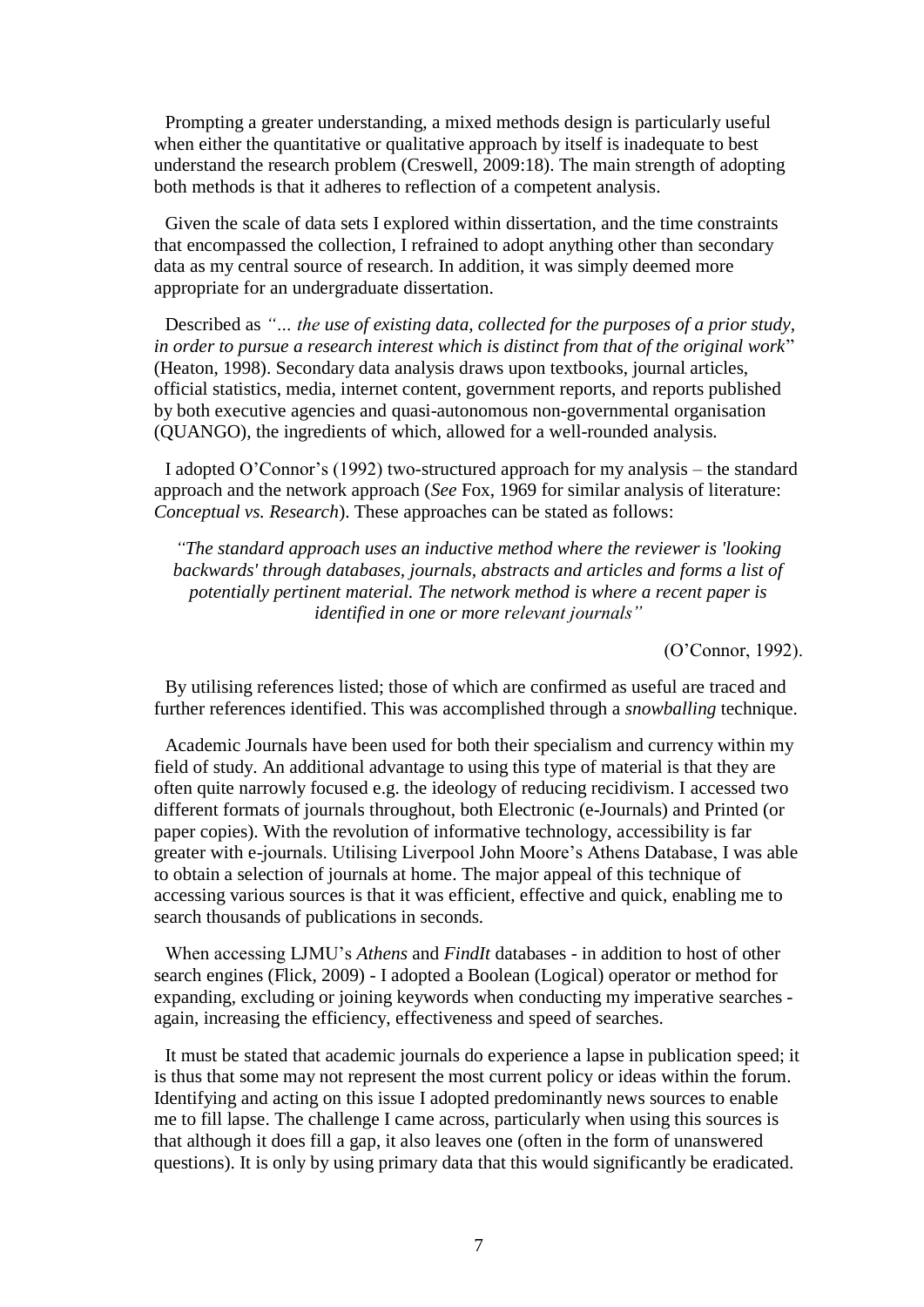Prompting a greater understanding, a mixed methods design is particularly useful when either the quantitative or qualitative approach by itself is inadequate to best understand the research problem (Creswell, 2009:18). The main strength of adopting both methods is that it adheres to reflection of a competent analysis.

Given the scale of data sets I explored within dissertation, and the time constraints that encompassed the collection, I refrained to adopt anything other than secondary data as my central source of research. In addition, it was simply deemed more appropriate for an undergraduate dissertation.

Described as *"… the use of existing data, collected for the purposes of a prior study, in order to pursue a research interest which is distinct from that of the original work*" (Heaton, 1998). Secondary data analysis draws upon textbooks, journal articles, official statistics, media, internet content, government reports, and reports published by both executive agencies and quasi-autonomous non-governmental organisation (QUANGO), the ingredients of which, allowed for a well-rounded analysis.

I adopted O'Connor's (1992) two-structured approach for my analysis – the standard approach and the network approach (*See* Fox, 1969 for similar analysis of literature: *Conceptual vs. Research*). These approaches can be stated as follows:

> *"The standard approach uses an inductive method where the reviewer is 'looking backwards' through databases, journals, abstracts and articles and forms a list of potentially pertinent material. The network method is where a recent paper is identified in one or more relevant journals"*
>
> (O'Connor, 1992).

By utilising references listed; those of which are confirmed as useful are traced and further references identified. This was accomplished through a *snowballing* technique.

Academic Journals have been used for both their specialism and currency within my field of study. An additional advantage to using this type of material is that they are often quite narrowly focused e.g. the ideology of reducing recidivism. I accessed two different formats of journals throughout, both Electronic (e-Journals) and Printed (or paper copies). With the revolution of informative technology, accessibility is far greater with e-journals. Utilising Liverpool John Moore's Athens Database, I was able to obtain a selection of journals at home. The major appeal of this technique of accessing various sources is that it was efficient, effective and quick, enabling me to search thousands of publications in seconds.

When accessing LJMU's *Athens* and *FindIt* databases - in addition to host of other search engines (Flick, 2009) - I adopted a Boolean (Logical) operator or method for expanding, excluding or joining keywords when conducting my imperative searches - again, increasing the efficiency, effectiveness and speed of searches.

It must be stated that academic journals do experience a lapse in publication speed; it is thus that some may not represent the most current policy or ideas within the forum. Identifying and acting on this issue I adopted predominantly news sources to enable me to fill lapse. The challenge I came across, particularly when using this sources is that although it does fill a gap, it also leaves one (often in the form of unanswered questions). It is only by using primary data that this would significantly be eradicated.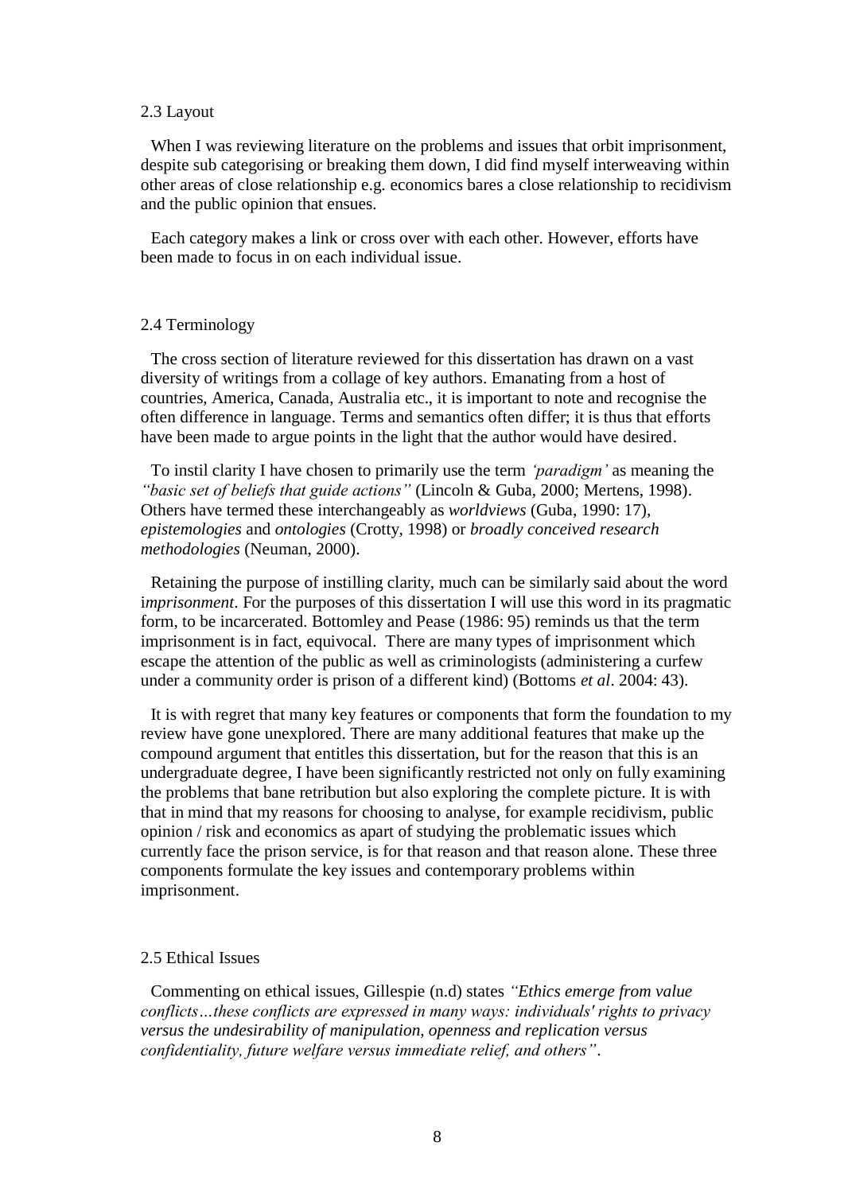## 2.3 Layout

When I was reviewing literature on the problems and issues that orbit imprisonment, despite sub categorising or breaking them down, I did find myself interweaving within other areas of close relationship e.g. economics bares a close relationship to recidivism and the public opinion that ensues.

Each category makes a link or cross over with each other. However, efforts have been made to focus in on each individual issue.

## 2.4 Terminology

The cross section of literature reviewed for this dissertation has drawn on a vast diversity of writings from a collage of key authors. Emanating from a host of countries, America, Canada, Australia etc., it is important to note and recognise the often difference in language. Terms and semantics often differ; it is thus that efforts have been made to argue points in the light that the author would have desired.

To instil clarity I have chosen to primarily use the term *'paradigm'* as meaning the *"basic set of beliefs that guide actions"* (Lincoln & Guba, 2000; Mertens, 1998). Others have termed these interchangeably as *worldviews* (Guba, 1990: 17), *epistemologies* and *ontologies* (Crotty, 1998) or *broadly conceived research methodologies* (Neuman, 2000).

Retaining the purpose of instilling clarity, much can be similarly said about the word i*mprisonment*. For the purposes of this dissertation I will use this word in its pragmatic form, to be incarcerated. Bottomley and Pease (1986: 95) reminds us that the term imprisonment is in fact, equivocal. There are many types of imprisonment which escape the attention of the public as well as criminologists (administering a curfew under a community order is prison of a different kind) (Bottoms *et al*. 2004: 43).

It is with regret that many key features or components that form the foundation to my review have gone unexplored. There are many additional features that make up the compound argument that entitles this dissertation, but for the reason that this is an undergraduate degree, I have been significantly restricted not only on fully examining the problems that bane retribution but also exploring the complete picture. It is with that in mind that my reasons for choosing to analyse, for example recidivism, public opinion / risk and economics as apart of studying the problematic issues which currently face the prison service, is for that reason and that reason alone. These three components formulate the key issues and contemporary problems within imprisonment.

## 2.5 Ethical Issues

Commenting on ethical issues, Gillespie (n.d) states *"Ethics emerge from value conflicts…these conflicts are expressed in many ways: individuals' rights to privacy versus the undesirability of manipulation, openness and replication versus confidentiality, future welfare versus immediate relief, and others"*.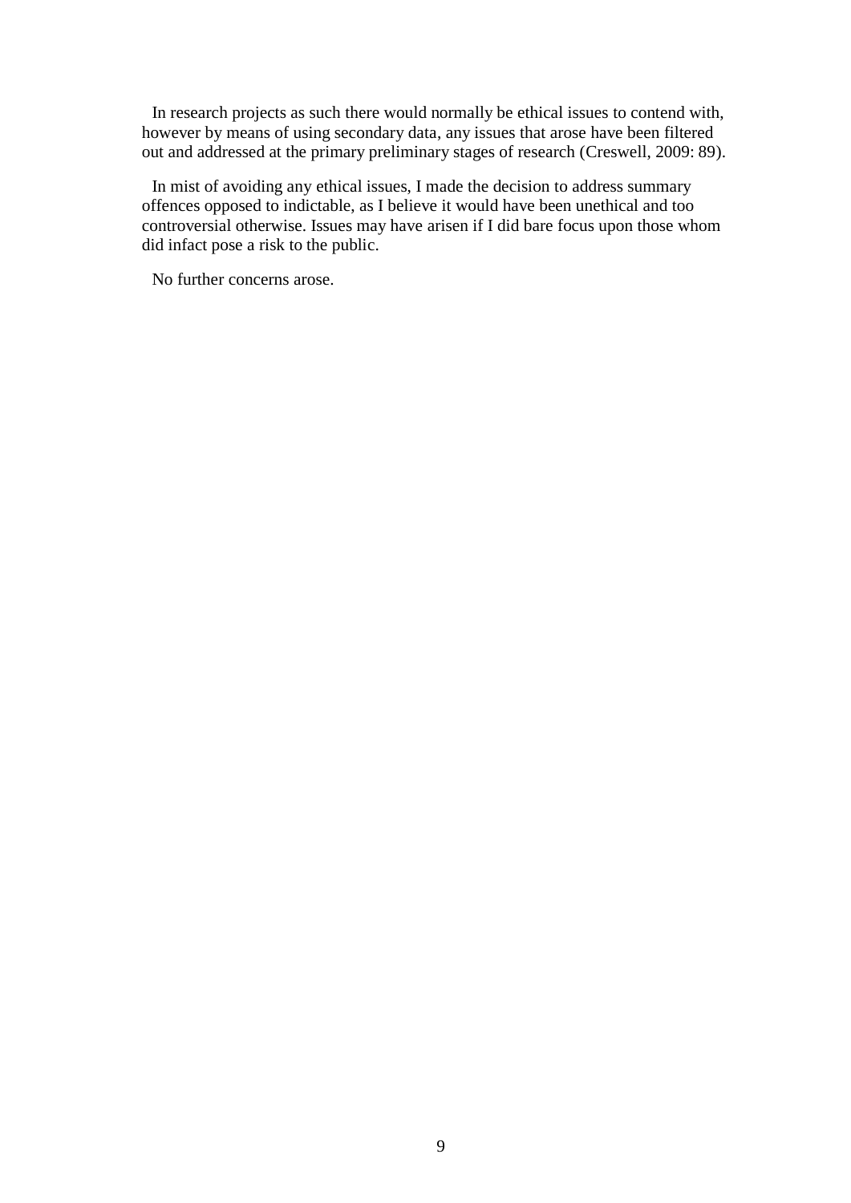In research projects as such there would normally be ethical issues to contend with, however by means of using secondary data, any issues that arose have been filtered out and addressed at the primary preliminary stages of research (Creswell, 2009: 89).

In mist of avoiding any ethical issues, I made the decision to address summary offences opposed to indictable, as I believe it would have been unethical and too controversial otherwise. Issues may have arisen if I did bare focus upon those whom did infact pose a risk to the public.

No further concerns arose.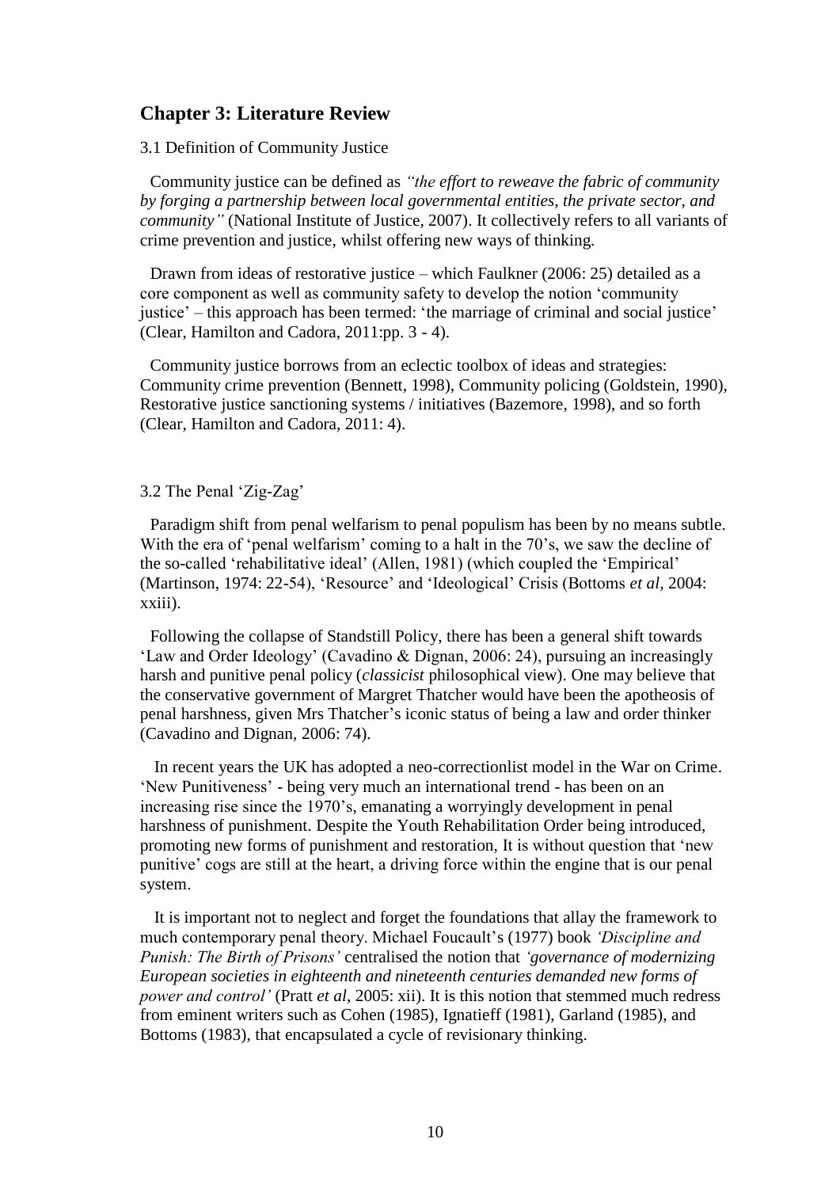## Chapter 3: Literature Review

3.1 Definition of Community Justice

Community justice can be defined as *"the effort to reweave the fabric of community by forging a partnership between local governmental entities, the private sector, and community"* (National Institute of Justice, 2007). It collectively refers to all variants of crime prevention and justice, whilst offering new ways of thinking.

Drawn from ideas of restorative justice – which Faulkner (2006: 25) detailed as a core component as well as community safety to develop the notion 'community justice' – this approach has been termed: 'the marriage of criminal and social justice' (Clear, Hamilton and Cadora, 2011:pp. 3 - 4).

Community justice borrows from an eclectic toolbox of ideas and strategies: Community crime prevention (Bennett, 1998), Community policing (Goldstein, 1990), Restorative justice sanctioning systems / initiatives (Bazemore, 1998), and so forth (Clear, Hamilton and Cadora, 2011: 4).

3.2 The Penal 'Zig-Zag'

Paradigm shift from penal welfarism to penal populism has been by no means subtle. With the era of 'penal welfarism' coming to a halt in the 70's, we saw the decline of the so-called 'rehabilitative ideal' (Allen, 1981) (which coupled the 'Empirical' (Martinson, 1974: 22-54), 'Resource' and 'Ideological' Crisis (Bottoms *et al,* 2004: xxiii).

Following the collapse of Standstill Policy, there has been a general shift towards 'Law and Order Ideology' (Cavadino & Dignan, 2006: 24), pursuing an increasingly harsh and punitive penal policy (*classicist* philosophical view). One may believe that the conservative government of Margret Thatcher would have been the apotheosis of penal harshness, given Mrs Thatcher's iconic status of being a law and order thinker (Cavadino and Dignan, 2006: 74).

In recent years the UK has adopted a neo-correctionlist model in the War on Crime. 'New Punitiveness' - being very much an international trend - has been on an increasing rise since the 1970's, emanating a worryingly development in penal harshness of punishment. Despite the Youth Rehabilitation Order being introduced, promoting new forms of punishment and restoration, It is without question that 'new punitive' cogs are still at the heart, a driving force within the engine that is our penal system.

It is important not to neglect and forget the foundations that allay the framework to much contemporary penal theory. Michael Foucault's (1977) book *'Discipline and Punish: The Birth of Prisons'* centralised the notion that *'governance of modernizing European societies in eighteenth and nineteenth centuries demanded new forms of power and control'* (Pratt *et al*, 2005: xii). It is this notion that stemmed much redress from eminent writers such as Cohen (1985), Ignatieff (1981), Garland (1985), and Bottoms (1983), that encapsulated a cycle of revisionary thinking.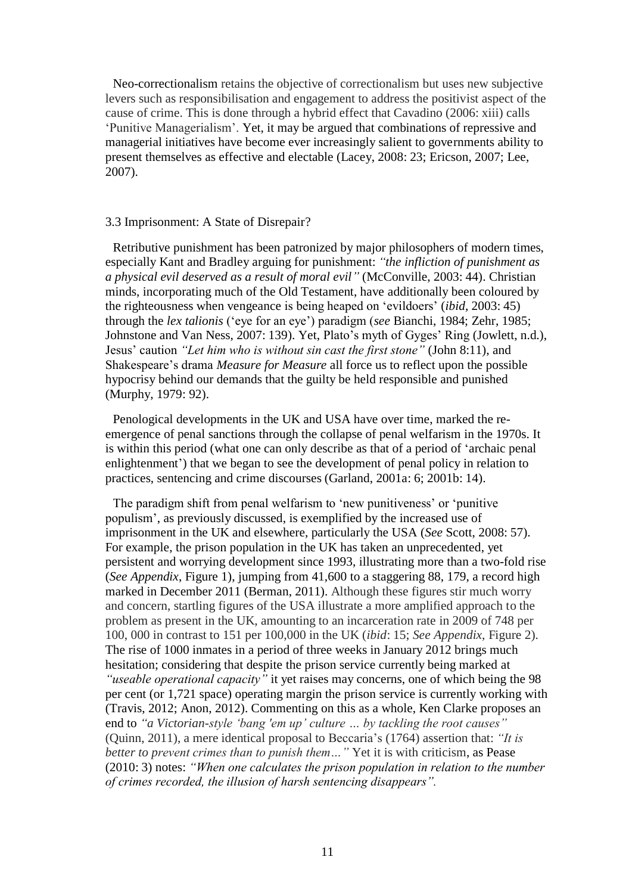Neo-correctionalism retains the objective of correctionalism but uses new subjective levers such as responsibilisation and engagement to address the positivist aspect of the cause of crime. This is done through a hybrid effect that Cavadino (2006: xiii) calls 'Punitive Managerialism'. Yet, it may be argued that combinations of repressive and managerial initiatives have become ever increasingly salient to governments ability to present themselves as effective and electable (Lacey, 2008: 23; Ericson, 2007; Lee, 2007).

### 3.3 Imprisonment: A State of Disrepair?

Retributive punishment has been patronized by major philosophers of modern times, especially Kant and Bradley arguing for punishment: *"the infliction of punishment as a physical evil deserved as a result of moral evil"* (McConville, 2003: 44). Christian minds, incorporating much of the Old Testament, have additionally been coloured by the righteousness when vengeance is being heaped on 'evildoers' (*ibid*, 2003: 45) through the *lex talionis* ('eye for an eye') paradigm (*see* Bianchi, 1984; Zehr, 1985; Johnstone and Van Ness, 2007: 139). Yet, Plato's myth of Gyges' Ring (Jowlett, n.d.), Jesus' caution *"Let him who is without sin cast the first stone"* (John 8:11), and Shakespeare's drama *Measure for Measure* all force us to reflect upon the possible hypocrisy behind our demands that the guilty be held responsible and punished (Murphy, 1979: 92).

Penological developments in the UK and USA have over time, marked the re-emergence of penal sanctions through the collapse of penal welfarism in the 1970s. It is within this period (what one can only describe as that of a period of 'archaic penal enlightenment') that we began to see the development of penal policy in relation to practices, sentencing and crime discourses (Garland, 2001a: 6; 2001b: 14).

The paradigm shift from penal welfarism to 'new punitiveness' or 'punitive populism', as previously discussed, is exemplified by the increased use of imprisonment in the UK and elsewhere, particularly the USA (*See* Scott, 2008: 57). For example, the prison population in the UK has taken an unprecedented, yet persistent and worrying development since 1993, illustrating more than a two-fold rise (*See Appendix*, Figure 1), jumping from 41,600 to a staggering 88, 179, a record high marked in December 2011 (Berman, 2011). Although these figures stir much worry and concern, startling figures of the USA illustrate a more amplified approach to the problem as present in the UK, amounting to an incarceration rate in 2009 of 748 per 100, 000 in contrast to 151 per 100,000 in the UK (*ibid*: 15; *See Appendix*, Figure 2). The rise of 1000 inmates in a period of three weeks in January 2012 brings much hesitation; considering that despite the prison service currently being marked at *"useable operational capacity"* it yet raises may concerns, one of which being the 98 per cent (or 1,721 space) operating margin the prison service is currently working with (Travis, 2012; Anon, 2012). Commenting on this as a whole, Ken Clarke proposes an end to *"a Victorian-style 'bang 'em up' culture … by tackling the root causes"* (Quinn, 2011), a mere identical proposal to Beccaria's (1764) assertion that: *"It is better to prevent crimes than to punish them…"* Yet it is with criticism, as Pease (2010: 3) notes: *"When one calculates the prison population in relation to the number of crimes recorded, the illusion of harsh sentencing disappears".*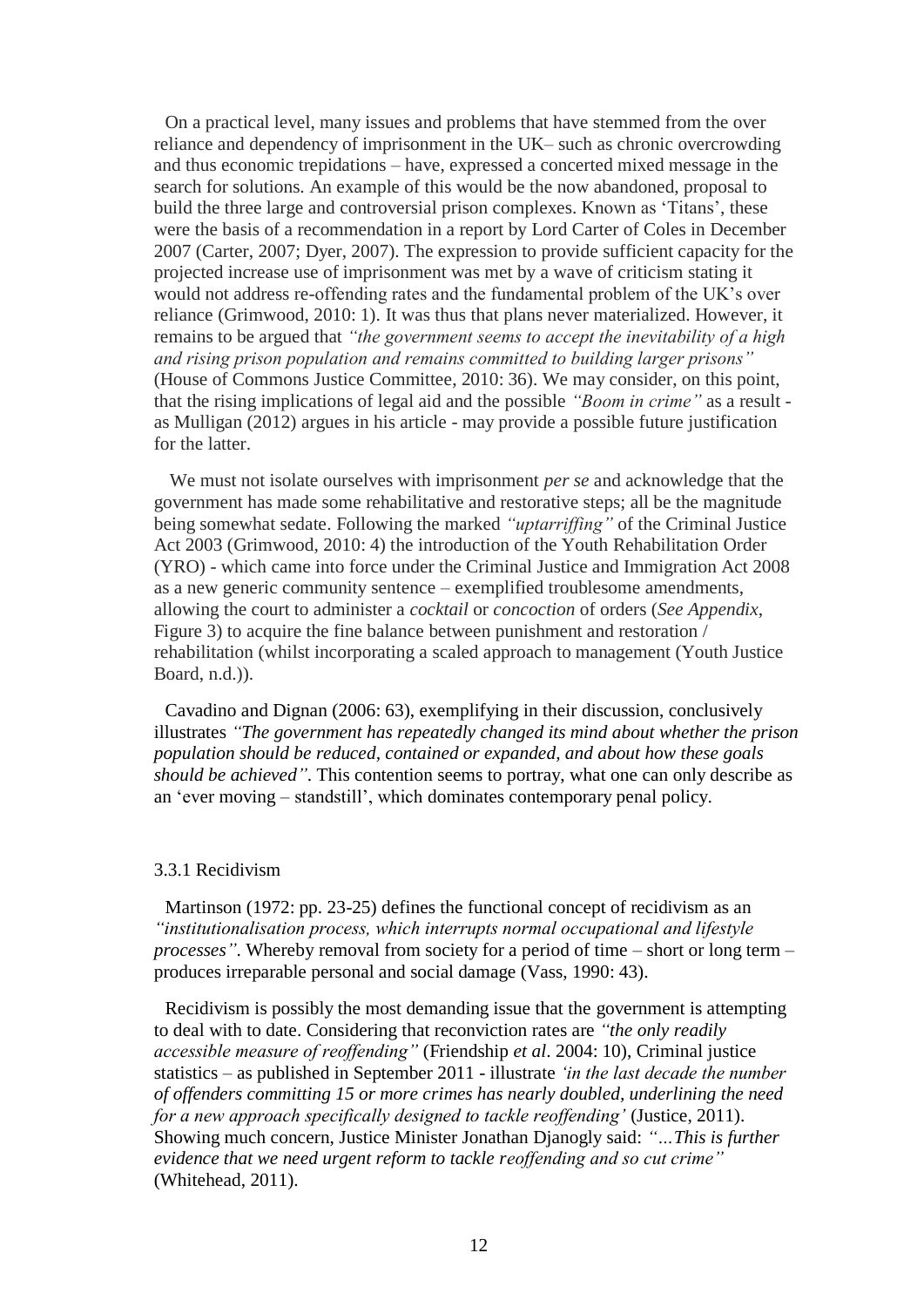On a practical level, many issues and problems that have stemmed from the over reliance and dependency of imprisonment in the UK– such as chronic overcrowding and thus economic trepidations – have, expressed a concerted mixed message in the search for solutions. An example of this would be the now abandoned, proposal to build the three large and controversial prison complexes. Known as 'Titans', these were the basis of a recommendation in a report by Lord Carter of Coles in December 2007 (Carter, 2007; Dyer, 2007). The expression to provide sufficient capacity for the projected increase use of imprisonment was met by a wave of criticism stating it would not address re-offending rates and the fundamental problem of the UK's over reliance (Grimwood, 2010: 1). It was thus that plans never materialized. However, it remains to be argued that *"the government seems to accept the inevitability of a high and rising prison population and remains committed to building larger prisons"* (House of Commons Justice Committee, 2010: 36). We may consider, on this point, that the rising implications of legal aid and the possible *"Boom in crime"* as a result - as Mulligan (2012) argues in his article - may provide a possible future justification for the latter.

We must not isolate ourselves with imprisonment *per se* and acknowledge that the government has made some rehabilitative and restorative steps; all be the magnitude being somewhat sedate. Following the marked *"uptarriffing"* of the Criminal Justice Act 2003 (Grimwood, 2010: 4) the introduction of the Youth Rehabilitation Order (YRO) - which came into force under the Criminal Justice and Immigration Act 2008 as a new generic community sentence – exemplified troublesome amendments, allowing the court to administer a *cocktail* or *concoction* of orders (*See Appendix*, Figure 3) to acquire the fine balance between punishment and restoration / rehabilitation (whilst incorporating a scaled approach to management (Youth Justice Board, n.d.)).

Cavadino and Dignan (2006: 63), exemplifying in their discussion, conclusively illustrates *"The government has repeatedly changed its mind about whether the prison population should be reduced, contained or expanded, and about how these goals should be achieved".* This contention seems to portray, what one can only describe as an 'ever moving – standstill', which dominates contemporary penal policy.

### 3.3.1 Recidivism

Martinson (1972: pp. 23-25) defines the functional concept of recidivism as an *"institutionalisation process, which interrupts normal occupational and lifestyle processes".* Whereby removal from society for a period of time – short or long term – produces irreparable personal and social damage (Vass, 1990: 43).

Recidivism is possibly the most demanding issue that the government is attempting to deal with to date. Considering that reconviction rates are *"the only readily accessible measure of reoffending"* (Friendship *et al*. 2004: 10), Criminal justice statistics – as published in September 2011 - illustrate *'in the last decade the number of offenders committing 15 or more crimes has nearly doubled, underlining the need for a new approach specifically designed to tackle reoffending'* (Justice, 2011). Showing much concern, Justice Minister Jonathan Djanogly said: *"…This is further evidence that we need urgent reform to tackle reoffending and so cut crime"* (Whitehead, 2011).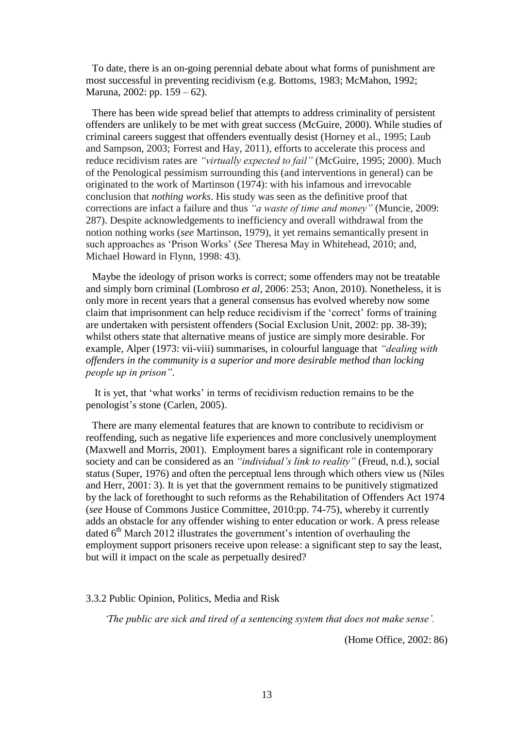To date, there is an on-going perennial debate about what forms of punishment are most successful in preventing recidivism (e.g. Bottoms, 1983; McMahon, 1992; Maruna, 2002: pp. 159 – 62).

There has been wide spread belief that attempts to address criminality of persistent offenders are unlikely to be met with great success (McGuire, 2000). While studies of criminal careers suggest that offenders eventually desist (Horney et al., 1995; Laub and Sampson, 2003; Forrest and Hay, 2011), efforts to accelerate this process and reduce recidivism rates are *"virtually expected to fail"* (McGuire, 1995; 2000). Much of the Penological pessimism surrounding this (and interventions in general) can be originated to the work of Martinson (1974): with his infamous and irrevocable conclusion that *nothing works*. His study was seen as the definitive proof that corrections are infact a failure and thus *"a waste of time and money"* (Muncie, 2009: 287). Despite acknowledgements to inefficiency and overall withdrawal from the notion nothing works (*see* Martinson, 1979), it yet remains semantically present in such approaches as 'Prison Works' (*See* Theresa May in Whitehead, 2010; and, Michael Howard in Flynn, 1998: 43).

Maybe the ideology of prison works is correct; some offenders may not be treatable and simply born criminal (Lombroso *et al*, 2006: 253; Anon, 2010). Nonetheless, it is only more in recent years that a general consensus has evolved whereby now some claim that imprisonment can help reduce recidivism if the 'correct' forms of training are undertaken with persistent offenders (Social Exclusion Unit, 2002: pp. 38-39); whilst others state that alternative means of justice are simply more desirable. For example, Alper (1973: vii-viii) summarises, in colourful language that *"dealing with offenders in the community is a superior and more desirable method than locking people up in prison"*.

It is yet, that 'what works' in terms of recidivism reduction remains to be the penologist's stone (Carlen, 2005).

There are many elemental features that are known to contribute to recidivism or reoffending, such as negative life experiences and more conclusively unemployment (Maxwell and Morris, 2001). Employment bares a significant role in contemporary society and can be considered as an *"individual's link to reality"* (Freud, n.d.), social status (Super, 1976) and often the perceptual lens through which others view us (Niles and Herr, 2001: 3). It is yet that the government remains to be punitively stigmatized by the lack of forethought to such reforms as the Rehabilitation of Offenders Act 1974 (*see* House of Commons Justice Committee, 2010:pp. 74-75), whereby it currently adds an obstacle for any offender wishing to enter education or work. A press release dated 6th March 2012 illustrates the government's intention of overhauling the employment support prisoners receive upon release: a significant step to say the least, but will it impact on the scale as perpetually desired?

### 3.3.2 Public Opinion, Politics, Media and Risk

*'The public are sick and tired of a sentencing system that does not make sense'.*

(Home Office, 2002: 86)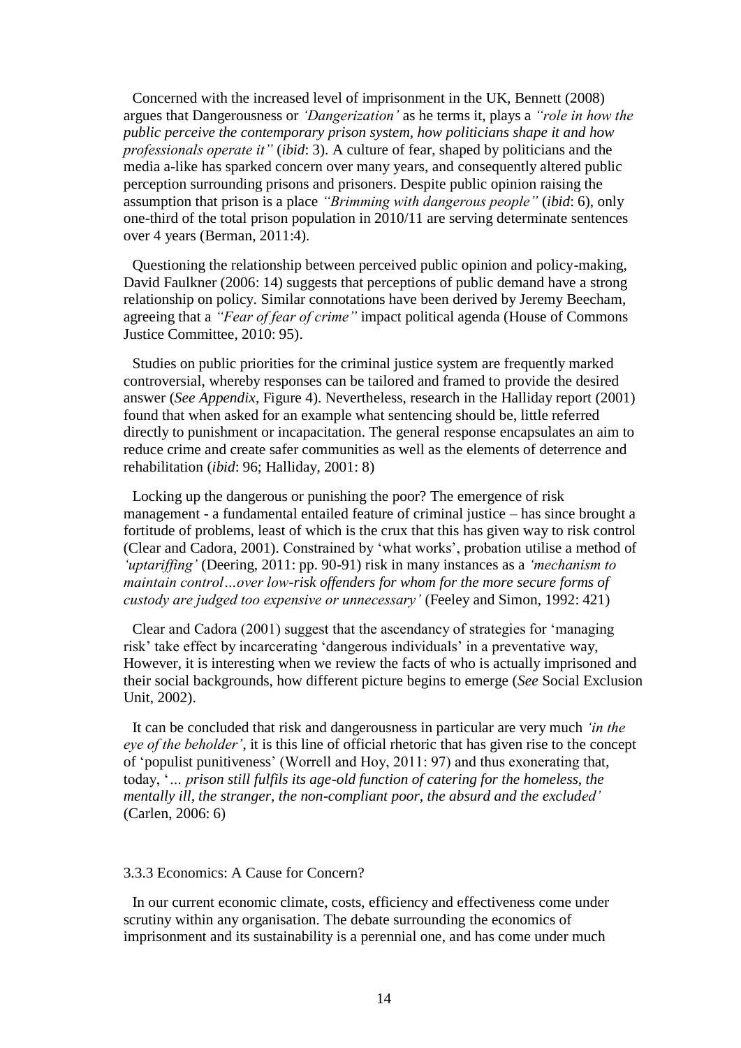Concerned with the increased level of imprisonment in the UK, Bennett (2008) argues that Dangerousness or *'Dangerization'* as he terms it, plays a *"role in how the public perceive the contemporary prison system, how politicians shape it and how professionals operate it"* (*ibid*: 3). A culture of fear, shaped by politicians and the media a-like has sparked concern over many years, and consequently altered public perception surrounding prisons and prisoners. Despite public opinion raising the assumption that prison is a place *"Brimming with dangerous people"* (*ibid*: 6), only one-third of the total prison population in 2010/11 are serving determinate sentences over 4 years (Berman, 2011:4).

Questioning the relationship between perceived public opinion and policy-making, David Faulkner (2006: 14) suggests that perceptions of public demand have a strong relationship on policy. Similar connotations have been derived by Jeremy Beecham, agreeing that a *"Fear of fear of crime"* impact political agenda (House of Commons Justice Committee, 2010: 95).

Studies on public priorities for the criminal justice system are frequently marked controversial, whereby responses can be tailored and framed to provide the desired answer (*See Appendix*, Figure 4). Nevertheless, research in the Halliday report (2001) found that when asked for an example what sentencing should be, little referred directly to punishment or incapacitation. The general response encapsulates an aim to reduce crime and create safer communities as well as the elements of deterrence and rehabilitation (*ibid*: 96; Halliday, 2001: 8)

Locking up the dangerous or punishing the poor? The emergence of risk management - a fundamental entailed feature of criminal justice – has since brought a fortitude of problems, least of which is the crux that this has given way to risk control (Clear and Cadora, 2001). Constrained by 'what works', probation utilise a method of *'uptariffing'* (Deering, 2011: pp. 90-91) risk in many instances as a *'mechanism to maintain control…over low-risk offenders for whom for the more secure forms of custody are judged too expensive or unnecessary'* (Feeley and Simon, 1992: 421)

Clear and Cadora (2001) suggest that the ascendancy of strategies for 'managing risk' take effect by incarcerating 'dangerous individuals' in a preventative way, However, it is interesting when we review the facts of who is actually imprisoned and their social backgrounds, how different picture begins to emerge (*See* Social Exclusion Unit, 2002).

It can be concluded that risk and dangerousness in particular are very much *'in the eye of the beholder'*, it is this line of official rhetoric that has given rise to the concept of 'populist punitiveness' (Worrell and Hoy, 2011: 97) and thus exonerating that, today, '*… prison still fulfils its age-old function of catering for the homeless, the mentally ill, the stranger, the non-compliant poor, the absurd and the excluded'* (Carlen, 2006: 6)

### 3.3.3 Economics: A Cause for Concern?

In our current economic climate, costs, efficiency and effectiveness come under scrutiny within any organisation. The debate surrounding the economics of imprisonment and its sustainability is a perennial one, and has come under much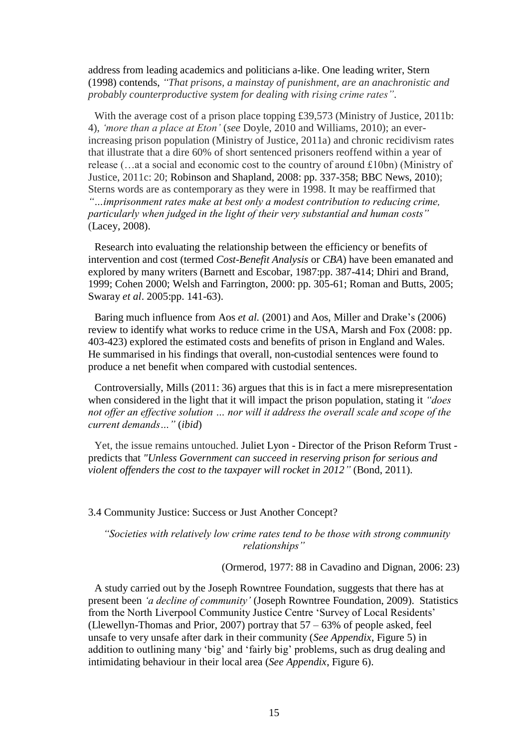address from leading academics and politicians a-like. One leading writer, Stern (1998) contends, *"That prisons, a mainstay of punishment, are an anachronistic and probably counterproductive system for dealing with rising crime rates"*.

With the average cost of a prison place topping £39,573 (Ministry of Justice, 2011b: 4), *'more than a place at Eton'* (*see* Doyle, 2010 and Williams, 2010); an ever-increasing prison population (Ministry of Justice, 2011a) and chronic recidivism rates that illustrate that a dire 60% of short sentenced prisoners reoffend within a year of release (…at a social and economic cost to the country of around £10bn) (Ministry of Justice, 2011c: 20; Robinson and Shapland, 2008: pp. 337-358; BBC News, 2010); Sterns words are as contemporary as they were in 1998. It may be reaffirmed that *"…imprisonment rates make at best only a modest contribution to reducing crime, particularly when judged in the light of their very substantial and human costs"* (Lacey, 2008).

Research into evaluating the relationship between the efficiency or benefits of intervention and cost (termed *Cost-Benefit Analysis* or *CBA*) have been emanated and explored by many writers (Barnett and Escobar, 1987:pp. 387-414; Dhiri and Brand, 1999; Cohen 2000; Welsh and Farrington, 2000: pp. 305-61; Roman and Butts, 2005; Swaray *et al*. 2005:pp. 141-63).

Baring much influence from Aos *et al.* (2001) and Aos, Miller and Drake's (2006) review to identify what works to reduce crime in the USA, Marsh and Fox (2008: pp. 403-423) explored the estimated costs and benefits of prison in England and Wales. He summarised in his findings that overall, non-custodial sentences were found to produce a net benefit when compared with custodial sentences.

Controversially, Mills (2011: 36) argues that this is in fact a mere misrepresentation when considered in the light that it will impact the prison population, stating it *"does not offer an effective solution … nor will it address the overall scale and scope of the current demands…"* (*ibid*)

Yet, the issue remains untouched. Juliet Lyon - Director of the Prison Reform Trust - predicts that *"Unless Government can succeed in reserving prison for serious and violent offenders the cost to the taxpayer will rocket in 2012"* (Bond, 2011).

### 3.4 Community Justice: Success or Just Another Concept?

*"Societies with relatively low crime rates tend to be those with strong community relationships"*

(Ormerod, 1977: 88 in Cavadino and Dignan, 2006: 23)

A study carried out by the Joseph Rowntree Foundation, suggests that there has at present been *'a decline of community'* (Joseph Rowntree Foundation, 2009). Statistics from the North Liverpool Community Justice Centre 'Survey of Local Residents' (Llewellyn-Thomas and Prior, 2007) portray that 57 – 63% of people asked, feel unsafe to very unsafe after dark in their community (*See Appendix*, Figure 5) in addition to outlining many 'big' and 'fairly big' problems, such as drug dealing and intimidating behaviour in their local area (*See Appendix*, Figure 6).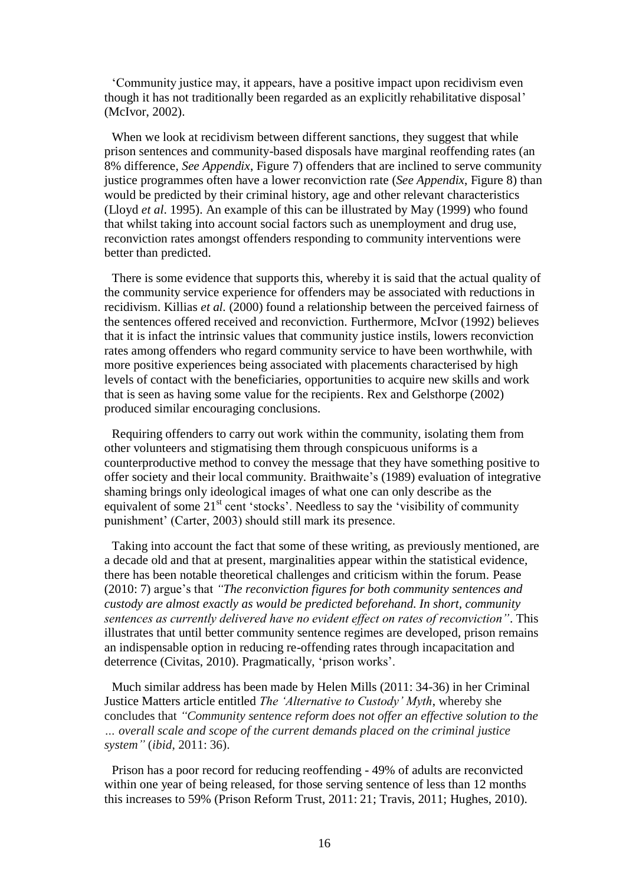'Community justice may, it appears, have a positive impact upon recidivism even though it has not traditionally been regarded as an explicitly rehabilitative disposal' (McIvor, 2002).

When we look at recidivism between different sanctions, they suggest that while prison sentences and community-based disposals have marginal reoffending rates (an 8% difference, *See Appendix*, Figure 7) offenders that are inclined to serve community justice programmes often have a lower reconviction rate (*See Appendix*, Figure 8) than would be predicted by their criminal history, age and other relevant characteristics (Lloyd *et al*. 1995). An example of this can be illustrated by May (1999) who found that whilst taking into account social factors such as unemployment and drug use, reconviction rates amongst offenders responding to community interventions were better than predicted.

There is some evidence that supports this, whereby it is said that the actual quality of the community service experience for offenders may be associated with reductions in recidivism. Killias *et al.* (2000) found a relationship between the perceived fairness of the sentences offered received and reconviction. Furthermore, McIvor (1992) believes that it is infact the intrinsic values that community justice instils, lowers reconviction rates among offenders who regard community service to have been worthwhile, with more positive experiences being associated with placements characterised by high levels of contact with the beneficiaries, opportunities to acquire new skills and work that is seen as having some value for the recipients. Rex and Gelsthorpe (2002) produced similar encouraging conclusions.

Requiring offenders to carry out work within the community, isolating them from other volunteers and stigmatising them through conspicuous uniforms is a counterproductive method to convey the message that they have something positive to offer society and their local community. Braithwaite's (1989) evaluation of integrative shaming brings only ideological images of what one can only describe as the equivalent of some 21st cent 'stocks'. Needless to say the 'visibility of community punishment' (Carter, 2003) should still mark its presence.

Taking into account the fact that some of these writing, as previously mentioned, are a decade old and that at present, marginalities appear within the statistical evidence, there has been notable theoretical challenges and criticism within the forum. Pease (2010: 7) argue's that *"The reconviction figures for both community sentences and custody are almost exactly as would be predicted beforehand. In short, community sentences as currently delivered have no evident effect on rates of reconviction"*. This illustrates that until better community sentence regimes are developed, prison remains an indispensable option in reducing re-offending rates through incapacitation and deterrence (Civitas, 2010). Pragmatically, 'prison works'.

Much similar address has been made by Helen Mills (2011: 34-36) in her Criminal Justice Matters article entitled *The 'Alternative to Custody' Myth*, whereby she concludes that *"Community sentence reform does not offer an effective solution to the … overall scale and scope of the current demands placed on the criminal justice system"* (*ibid*, 2011: 36).

Prison has a poor record for reducing reoffending - 49% of adults are reconvicted within one year of being released, for those serving sentence of less than 12 months this increases to 59% (Prison Reform Trust, 2011: 21; Travis, 2011; Hughes, 2010).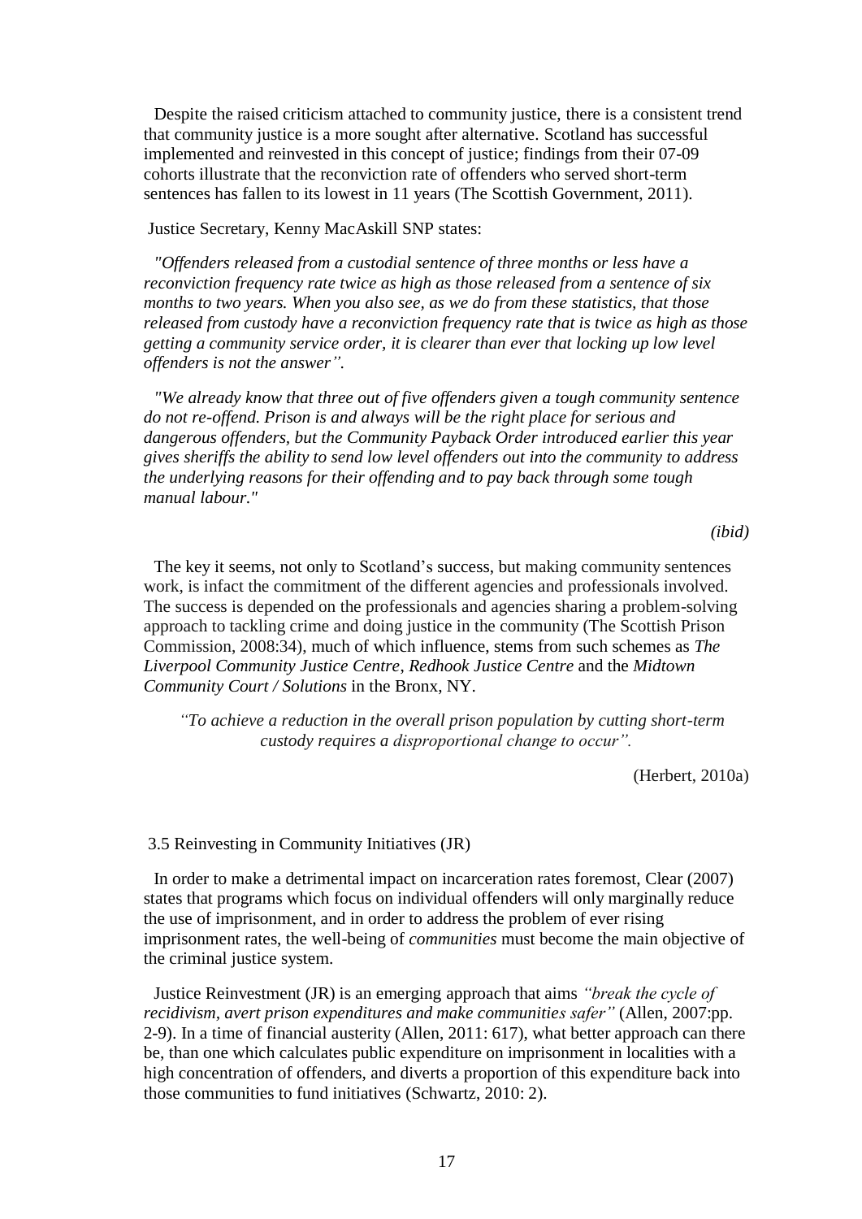Despite the raised criticism attached to community justice, there is a consistent trend that community justice is a more sought after alternative. Scotland has successful implemented and reinvested in this concept of justice; findings from their 07-09 cohorts illustrate that the reconviction rate of offenders who served short-term sentences has fallen to its lowest in 11 years (The Scottish Government, 2011).

Justice Secretary, Kenny MacAskill SNP states:

*"Offenders released from a custodial sentence of three months or less have a reconviction frequency rate twice as high as those released from a sentence of six months to two years. When you also see, as we do from these statistics, that those released from custody have a reconviction frequency rate that is twice as high as those getting a community service order, it is clearer than ever that locking up low level offenders is not the answer".*

*"We already know that three out of five offenders given a tough community sentence do not re-offend. Prison is and always will be the right place for serious and dangerous offenders, but the Community Payback Order introduced earlier this year gives sheriffs the ability to send low level offenders out into the community to address the underlying reasons for their offending and to pay back through some tough manual labour."*

*(ibid)*

The key it seems, not only to Scotland's success, but making community sentences work, is infact the commitment of the different agencies and professionals involved. The success is depended on the professionals and agencies sharing a problem-solving approach to tackling crime and doing justice in the community (The Scottish Prison Commission, 2008:34), much of which influence, stems from such schemes as *The Liverpool Community Justice Centre*, *Redhook Justice Centre* and the *Midtown Community Court / Solutions* in the Bronx, NY.

*"To achieve a reduction in the overall prison population by cutting short-term custody requires a disproportional change to occur".*

(Herbert, 2010a)

3.5 Reinvesting in Community Initiatives (JR)

In order to make a detrimental impact on incarceration rates foremost, Clear (2007) states that programs which focus on individual offenders will only marginally reduce the use of imprisonment, and in order to address the problem of ever rising imprisonment rates, the well-being of *communities* must become the main objective of the criminal justice system.

Justice Reinvestment (JR) is an emerging approach that aims *"break the cycle of recidivism, avert prison expenditures and make communities safer"* (Allen, 2007:pp. 2-9). In a time of financial austerity (Allen, 2011: 617), what better approach can there be, than one which calculates public expenditure on imprisonment in localities with a high concentration of offenders, and diverts a proportion of this expenditure back into those communities to fund initiatives (Schwartz, 2010: 2).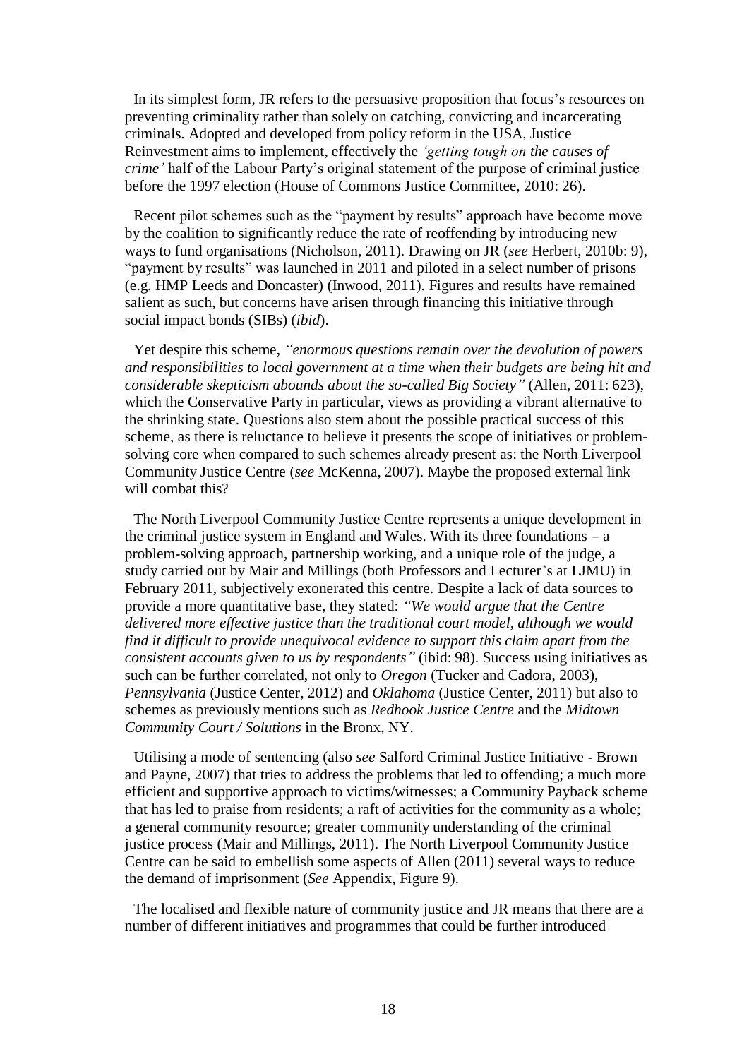In its simplest form, JR refers to the persuasive proposition that focus's resources on preventing criminality rather than solely on catching, convicting and incarcerating criminals. Adopted and developed from policy reform in the USA, Justice Reinvestment aims to implement, effectively the *'getting tough on the causes of crime'* half of the Labour Party's original statement of the purpose of criminal justice before the 1997 election (House of Commons Justice Committee, 2010: 26).

Recent pilot schemes such as the "payment by results" approach have become move by the coalition to significantly reduce the rate of reoffending by introducing new ways to fund organisations (Nicholson, 2011). Drawing on JR (*see* Herbert, 2010b: 9), "payment by results" was launched in 2011 and piloted in a select number of prisons (e.g. HMP Leeds and Doncaster) (Inwood, 2011). Figures and results have remained salient as such, but concerns have arisen through financing this initiative through social impact bonds (SIBs) (*ibid*).

Yet despite this scheme, *"enormous questions remain over the devolution of powers and responsibilities to local government at a time when their budgets are being hit and considerable skepticism abounds about the so-called Big Society"* (Allen, 2011: 623), which the Conservative Party in particular, views as providing a vibrant alternative to the shrinking state. Questions also stem about the possible practical success of this scheme, as there is reluctance to believe it presents the scope of initiatives or problem-solving core when compared to such schemes already present as: the North Liverpool Community Justice Centre (*see* McKenna, 2007). Maybe the proposed external link will combat this?

The North Liverpool Community Justice Centre represents a unique development in the criminal justice system in England and Wales. With its three foundations – a problem-solving approach, partnership working, and a unique role of the judge, a study carried out by Mair and Millings (both Professors and Lecturer's at LJMU) in February 2011, subjectively exonerated this centre. Despite a lack of data sources to provide a more quantitative base, they stated: *"We would argue that the Centre delivered more effective justice than the traditional court model, although we would find it difficult to provide unequivocal evidence to support this claim apart from the consistent accounts given to us by respondents"* (ibid: 98). Success using initiatives as such can be further correlated, not only to *Oregon* (Tucker and Cadora, 2003), *Pennsylvania* (Justice Center, 2012) and *Oklahoma* (Justice Center, 2011) but also to schemes as previously mentions such as *Redhook Justice Centre* and the *Midtown Community Court / Solutions* in the Bronx, NY.

Utilising a mode of sentencing (also *see* Salford Criminal Justice Initiative - Brown and Payne, 2007) that tries to address the problems that led to offending; a much more efficient and supportive approach to victims/witnesses; a Community Payback scheme that has led to praise from residents; a raft of activities for the community as a whole; a general community resource; greater community understanding of the criminal justice process (Mair and Millings, 2011). The North Liverpool Community Justice Centre can be said to embellish some aspects of Allen (2011) several ways to reduce the demand of imprisonment (*See* Appendix, Figure 9).

The localised and flexible nature of community justice and JR means that there are a number of different initiatives and programmes that could be further introduced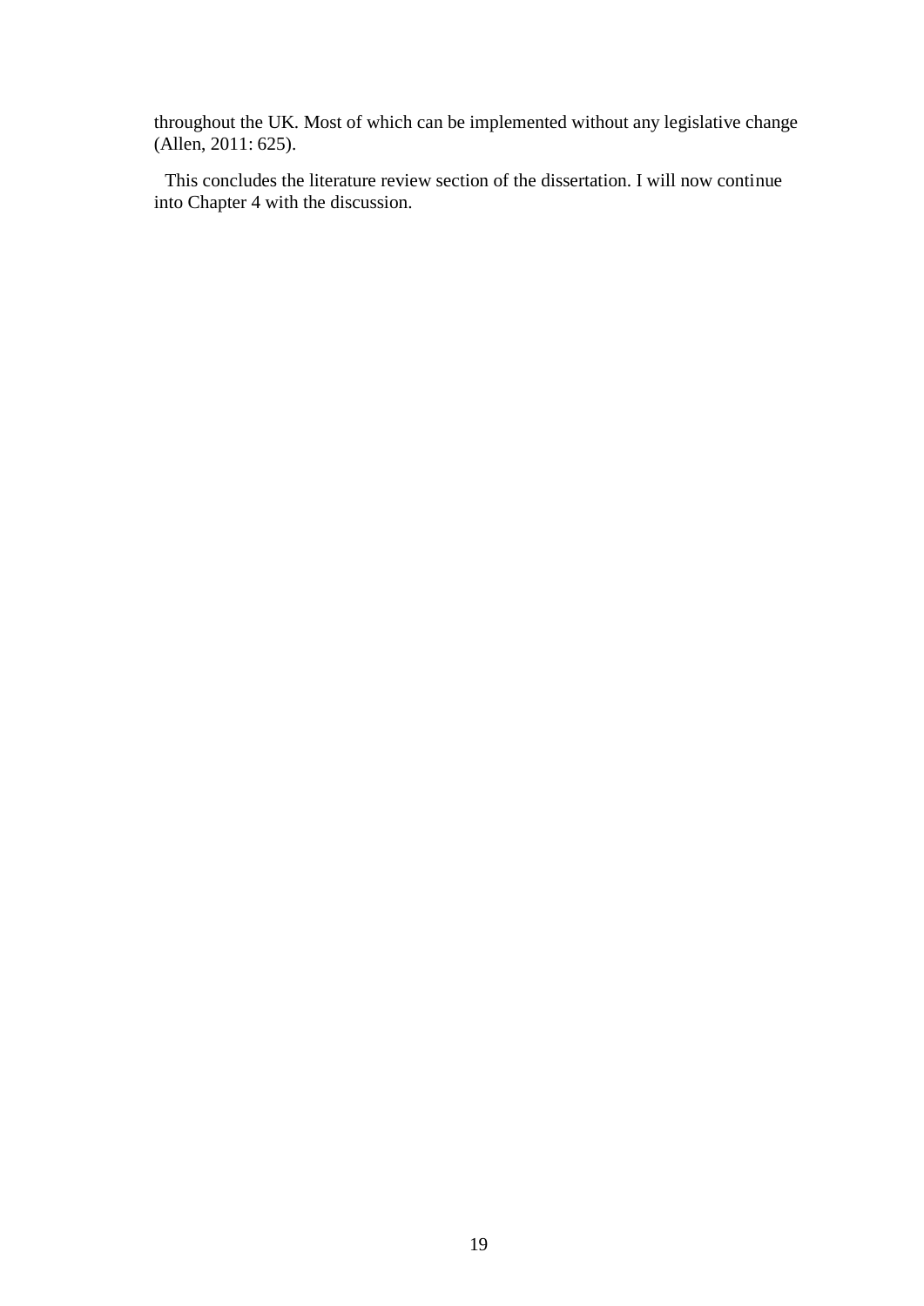throughout the UK. Most of which can be implemented without any legislative change (Allen, 2011: 625).

This concludes the literature review section of the dissertation. I will now continue into Chapter 4 with the discussion.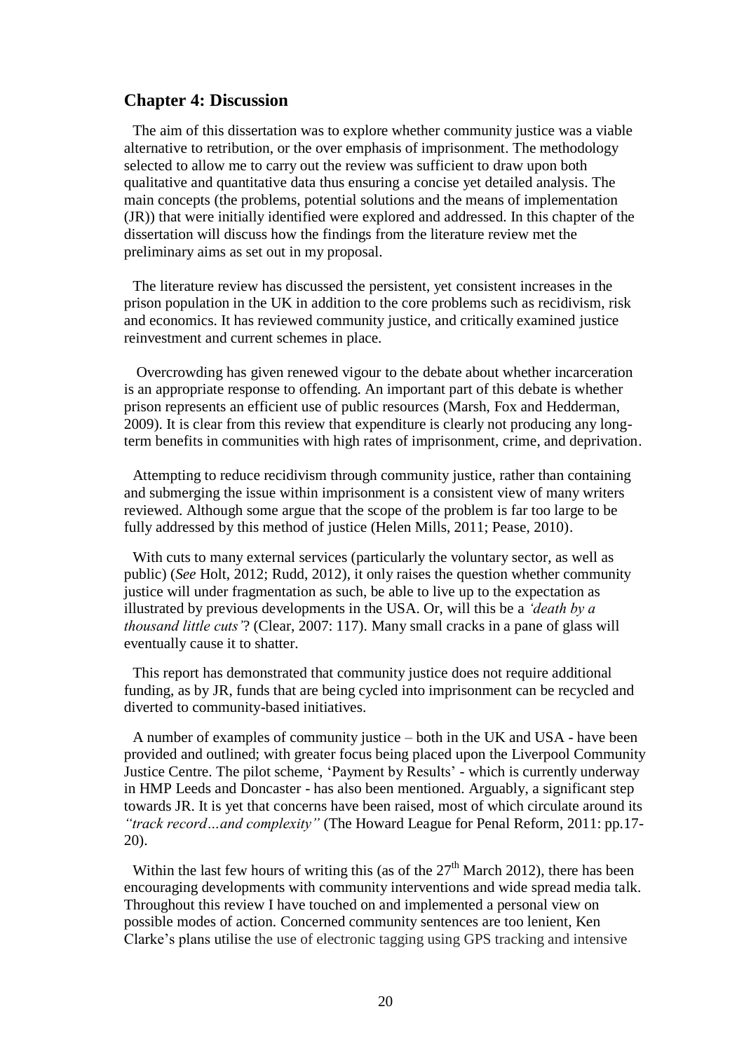## Chapter 4: Discussion

The aim of this dissertation was to explore whether community justice was a viable alternative to retribution, or the over emphasis of imprisonment. The methodology selected to allow me to carry out the review was sufficient to draw upon both qualitative and quantitative data thus ensuring a concise yet detailed analysis. The main concepts (the problems, potential solutions and the means of implementation (JR)) that were initially identified were explored and addressed. In this chapter of the dissertation will discuss how the findings from the literature review met the preliminary aims as set out in my proposal.

The literature review has discussed the persistent, yet consistent increases in the prison population in the UK in addition to the core problems such as recidivism, risk and economics. It has reviewed community justice, and critically examined justice reinvestment and current schemes in place.

Overcrowding has given renewed vigour to the debate about whether incarceration is an appropriate response to offending. An important part of this debate is whether prison represents an efficient use of public resources (Marsh, Fox and Hedderman, 2009). It is clear from this review that expenditure is clearly not producing any long-term benefits in communities with high rates of imprisonment, crime, and deprivation.

Attempting to reduce recidivism through community justice, rather than containing and submerging the issue within imprisonment is a consistent view of many writers reviewed. Although some argue that the scope of the problem is far too large to be fully addressed by this method of justice (Helen Mills, 2011; Pease, 2010).

With cuts to many external services (particularly the voluntary sector, as well as public) (*See* Holt, 2012; Rudd, 2012), it only raises the question whether community justice will under fragmentation as such, be able to live up to the expectation as illustrated by previous developments in the USA. Or, will this be a *'death by a thousand little cuts'*? (Clear, 2007: 117). Many small cracks in a pane of glass will eventually cause it to shatter.

This report has demonstrated that community justice does not require additional funding, as by JR, funds that are being cycled into imprisonment can be recycled and diverted to community-based initiatives.

A number of examples of community justice – both in the UK and USA - have been provided and outlined; with greater focus being placed upon the Liverpool Community Justice Centre. The pilot scheme, 'Payment by Results' - which is currently underway in HMP Leeds and Doncaster - has also been mentioned. Arguably, a significant step towards JR. It is yet that concerns have been raised, most of which circulate around its *"track record…and complexity"* (The Howard League for Penal Reform, 2011: pp.17-20).

Within the last few hours of writing this (as of the 27th March 2012), there has been encouraging developments with community interventions and wide spread media talk. Throughout this review I have touched on and implemented a personal view on possible modes of action. Concerned community sentences are too lenient, Ken Clarke's plans utilise the use of electronic tagging using GPS tracking and intensive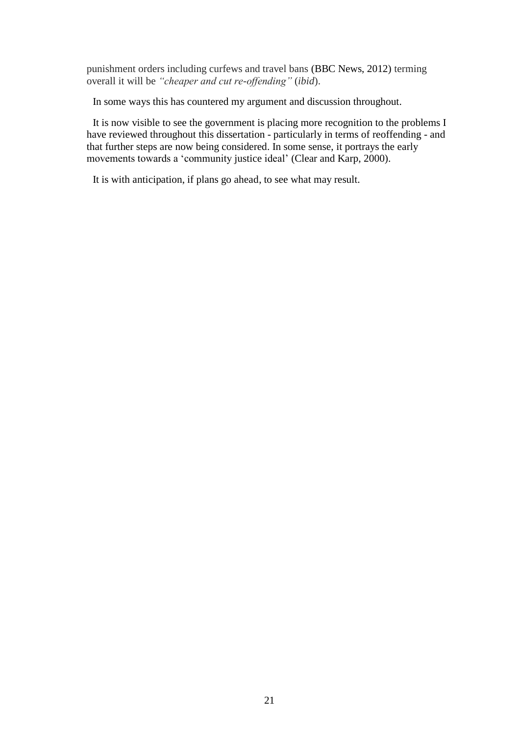punishment orders including curfews and travel bans (BBC News, 2012) terming overall it will be *"cheaper and cut re-offending"* (*ibid*).

In some ways this has countered my argument and discussion throughout.

It is now visible to see the government is placing more recognition to the problems I have reviewed throughout this dissertation - particularly in terms of reoffending - and that further steps are now being considered. In some sense, it portrays the early movements towards a 'community justice ideal' (Clear and Karp, 2000).

It is with anticipation, if plans go ahead, to see what may result.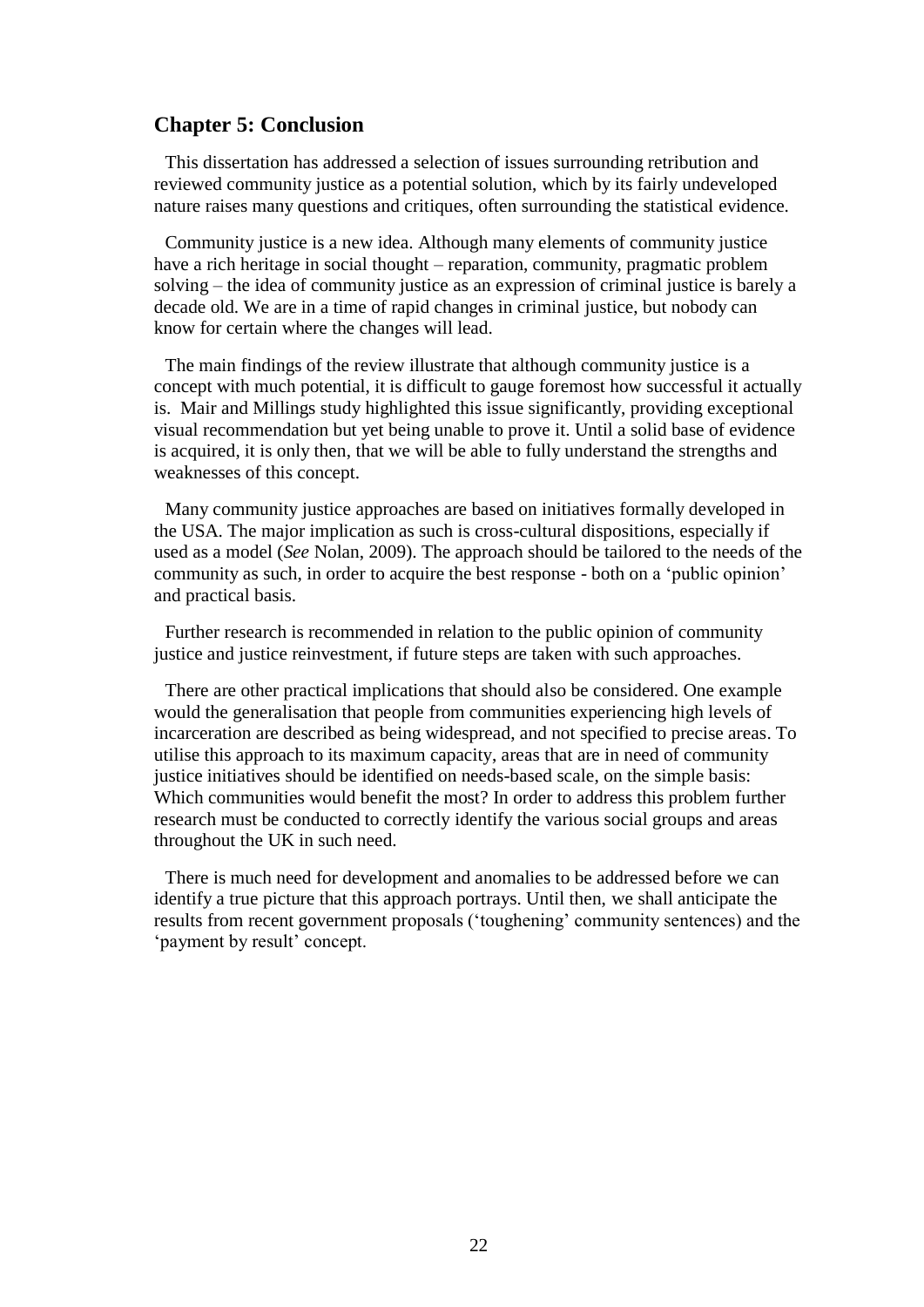## Chapter 5: Conclusion

This dissertation has addressed a selection of issues surrounding retribution and reviewed community justice as a potential solution, which by its fairly undeveloped nature raises many questions and critiques, often surrounding the statistical evidence.

Community justice is a new idea. Although many elements of community justice have a rich heritage in social thought – reparation, community, pragmatic problem solving – the idea of community justice as an expression of criminal justice is barely a decade old. We are in a time of rapid changes in criminal justice, but nobody can know for certain where the changes will lead.

The main findings of the review illustrate that although community justice is a concept with much potential, it is difficult to gauge foremost how successful it actually is. Mair and Millings study highlighted this issue significantly, providing exceptional visual recommendation but yet being unable to prove it. Until a solid base of evidence is acquired, it is only then, that we will be able to fully understand the strengths and weaknesses of this concept.

Many community justice approaches are based on initiatives formally developed in the USA. The major implication as such is cross-cultural dispositions, especially if used as a model (*See* Nolan, 2009). The approach should be tailored to the needs of the community as such, in order to acquire the best response - both on a 'public opinion' and practical basis.

Further research is recommended in relation to the public opinion of community justice and justice reinvestment, if future steps are taken with such approaches.

There are other practical implications that should also be considered. One example would the generalisation that people from communities experiencing high levels of incarceration are described as being widespread, and not specified to precise areas. To utilise this approach to its maximum capacity, areas that are in need of community justice initiatives should be identified on needs-based scale, on the simple basis: Which communities would benefit the most? In order to address this problem further research must be conducted to correctly identify the various social groups and areas throughout the UK in such need.

There is much need for development and anomalies to be addressed before we can identify a true picture that this approach portrays. Until then, we shall anticipate the results from recent government proposals ('toughening' community sentences) and the 'payment by result' concept.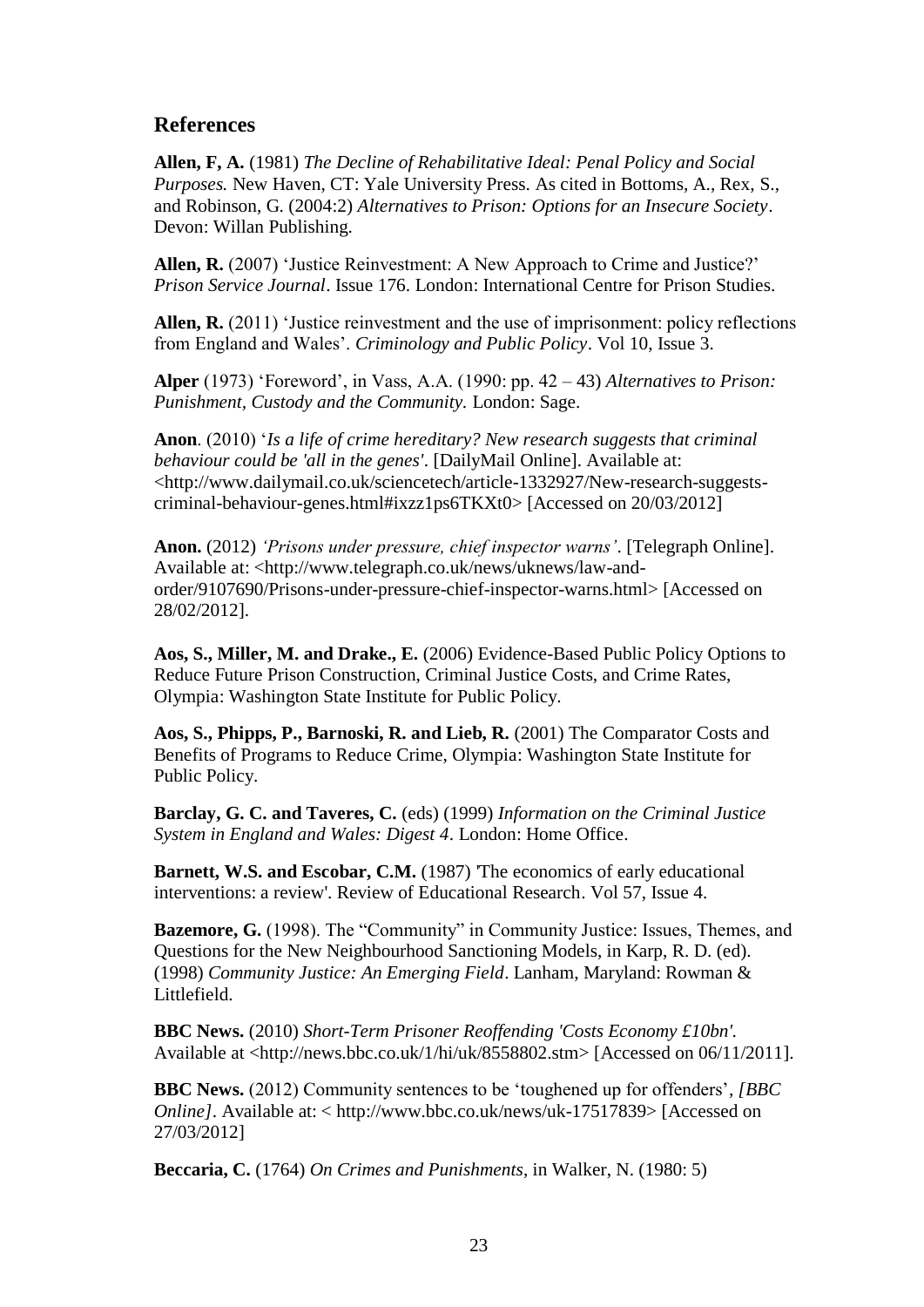## References

**Allen, F, A.** (1981) *The Decline of Rehabilitative Ideal: Penal Policy and Social Purposes.* New Haven, CT: Yale University Press. As cited in Bottoms, A., Rex, S., and Robinson, G. (2004:2) *Alternatives to Prison: Options for an Insecure Society*. Devon: Willan Publishing.

**Allen, R.** (2007) 'Justice Reinvestment: A New Approach to Crime and Justice?' *Prison Service Journal*. Issue 176. London: International Centre for Prison Studies.

**Allen, R.** (2011) 'Justice reinvestment and the use of imprisonment: policy reflections from England and Wales'. *Criminology and Public Policy*. Vol 10, Issue 3.

**Alper** (1973) 'Foreword', in Vass, A.A. (1990: pp. 42 – 43) *Alternatives to Prison: Punishment, Custody and the Community.* London: Sage.

**Anon**. (2010) '*Is a life of crime hereditary? New research suggests that criminal behaviour could be 'all in the genes'*. [DailyMail Online]. Available at: <http://www.dailymail.co.uk/sciencetech/article-1332927/New-research-suggests-criminal-behaviour-genes.html#ixzz1ps6TKXt0> [Accessed on 20/03/2012]

**Anon.** (2012) *'Prisons under pressure, chief inspector warns'*. [Telegraph Online]. Available at: <http://www.telegraph.co.uk/news/uknews/law-and-order/9107690/Prisons-under-pressure-chief-inspector-warns.html> [Accessed on 28/02/2012].

**Aos, S., Miller, M. and Drake., E.** (2006) Evidence-Based Public Policy Options to Reduce Future Prison Construction, Criminal Justice Costs, and Crime Rates, Olympia: Washington State Institute for Public Policy.

**Aos, S., Phipps, P., Barnoski, R. and Lieb, R.** (2001) The Comparator Costs and Benefits of Programs to Reduce Crime, Olympia: Washington State Institute for Public Policy.

**Barclay, G. C. and Taveres, C.** (eds) (1999) *Information on the Criminal Justice System in England and Wales: Digest 4*. London: Home Office.

**Barnett, W.S. and Escobar, C.M.** (1987) 'The economics of early educational interventions: a review'. Review of Educational Research. Vol 57, Issue 4.

**Bazemore, G.** (1998). The "Community" in Community Justice: Issues, Themes, and Questions for the New Neighbourhood Sanctioning Models, in Karp, R. D. (ed). (1998) *Community Justice: An Emerging Field*. Lanham, Maryland: Rowman & Littlefield.

**BBC News.** (2010) *Short-Term Prisoner Reoffending 'Costs Economy £10bn'.* Available at <http://news.bbc.co.uk/1/hi/uk/8558802.stm> [Accessed on 06/11/2011].

**BBC News.** (2012) Community sentences to be 'toughened up for offenders', *[BBC Online]*. Available at: < http://www.bbc.co.uk/news/uk-17517839> [Accessed on 27/03/2012]

**Beccaria, C.** (1764) *On Crimes and Punishments*, in Walker, N. (1980: 5)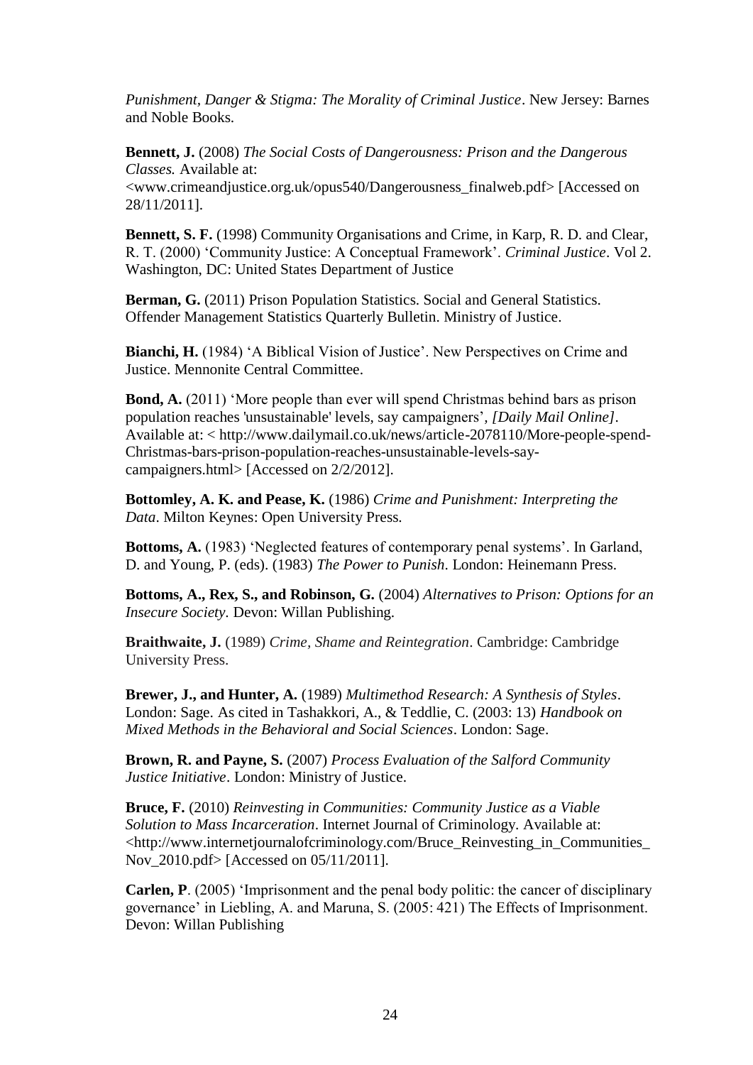*Punishment, Danger & Stigma: The Morality of Criminal Justice*. New Jersey: Barnes and Noble Books.

**Bennett, J.** (2008) *The Social Costs of Dangerousness: Prison and the Dangerous Classes.* Available at: <www.crimeandjustice.org.uk/opus540/Dangerousness_finalweb.pdf> [Accessed on 28/11/2011].

**Bennett, S. F.** (1998) Community Organisations and Crime, in Karp, R. D. and Clear, R. T. (2000) 'Community Justice: A Conceptual Framework'. *Criminal Justice*. Vol 2. Washington, DC: United States Department of Justice

**Berman, G.** (2011) Prison Population Statistics. Social and General Statistics. Offender Management Statistics Quarterly Bulletin. Ministry of Justice.

**Bianchi, H.** (1984) 'A Biblical Vision of Justice'. New Perspectives on Crime and Justice. Mennonite Central Committee.

**Bond, A.** (2011) 'More people than ever will spend Christmas behind bars as prison population reaches 'unsustainable' levels, say campaigners', *[Daily Mail Online]*. Available at: < http://www.dailymail.co.uk/news/article-2078110/More-people-spend-Christmas-bars-prison-population-reaches-unsustainable-levels-say-campaigners.html> [Accessed on 2/2/2012].

**Bottomley, A. K. and Pease, K.** (1986) *Crime and Punishment: Interpreting the Data*. Milton Keynes: Open University Press.

**Bottoms, A.** (1983) 'Neglected features of contemporary penal systems'. In Garland, D. and Young, P. (eds). (1983) *The Power to Punish*. London: Heinemann Press.

**Bottoms, A., Rex, S., and Robinson, G.** (2004) *Alternatives to Prison: Options for an Insecure Society.* Devon: Willan Publishing.

**Braithwaite, J.** (1989) *Crime, Shame and Reintegration*. Cambridge: Cambridge University Press.

**Brewer, J., and Hunter, A.** (1989) *Multimethod Research: A Synthesis of Styles*. London: Sage. As cited in Tashakkori, A., & Teddlie, C. (2003: 13) *Handbook on Mixed Methods in the Behavioral and Social Sciences*. London: Sage.

**Brown, R. and Payne, S.** (2007) *Process Evaluation of the Salford Community Justice Initiative*. London: Ministry of Justice.

**Bruce, F.** (2010) *Reinvesting in Communities: Community Justice as a Viable Solution to Mass Incarceration*. Internet Journal of Criminology. Available at: <http://www.internetjournalofcriminology.com/Bruce_Reinvesting_in_Communities_Nov_2010.pdf> [Accessed on 05/11/2011].

**Carlen, P**. (2005) 'Imprisonment and the penal body politic: the cancer of disciplinary governance' in Liebling, A. and Maruna, S. (2005: 421) The Effects of Imprisonment. Devon: Willan Publishing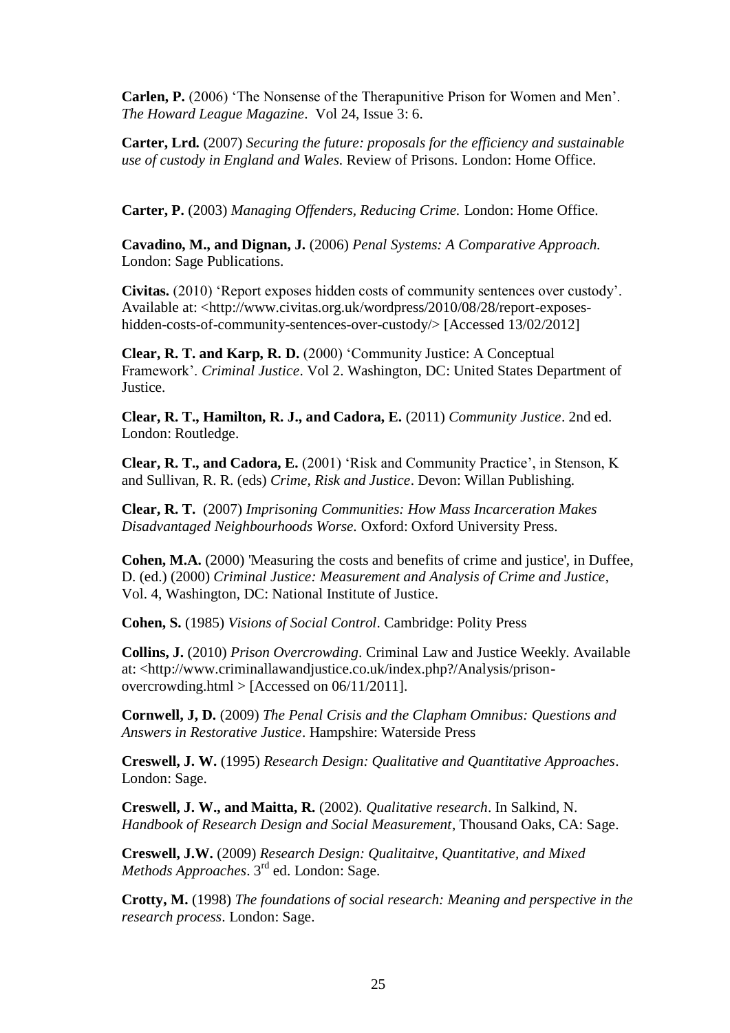**Carlen, P.** (2006) 'The Nonsense of the Therapunitive Prison for Women and Men'. *The Howard League Magazine*. Vol 24, Issue 3: 6.

**Carter, Lrd.** (2007) *Securing the future: proposals for the efficiency and sustainable use of custody in England and Wales.* Review of Prisons. London: Home Office.

**Carter, P.** (2003) *Managing Offenders, Reducing Crime.* London: Home Office.

**Cavadino, M., and Dignan, J.** (2006) *Penal Systems: A Comparative Approach.* London: Sage Publications.

**Civitas.** (2010) 'Report exposes hidden costs of community sentences over custody'. Available at: <http://www.civitas.org.uk/wordpress/2010/08/28/report-exposes-hidden-costs-of-community-sentences-over-custody/> [Accessed 13/02/2012]

**Clear, R. T. and Karp, R. D.** (2000) 'Community Justice: A Conceptual Framework'. *Criminal Justice*. Vol 2. Washington, DC: United States Department of Justice.

**Clear, R. T., Hamilton, R. J., and Cadora, E.** (2011) *Community Justice*. 2nd ed. London: Routledge.

**Clear, R. T., and Cadora, E.** (2001) 'Risk and Community Practice', in Stenson, K and Sullivan, R. R. (eds) *Crime, Risk and Justice*. Devon: Willan Publishing.

**Clear, R. T.** (2007) *Imprisoning Communities: How Mass Incarceration Makes Disadvantaged Neighbourhoods Worse.* Oxford: Oxford University Press.

**Cohen, M.A.** (2000) 'Measuring the costs and benefits of crime and justice', in Duffee, D. (ed.) (2000) *Criminal Justice: Measurement and Analysis of Crime and Justice*, Vol. 4, Washington, DC: National Institute of Justice.

**Cohen, S.** (1985) *Visions of Social Control*. Cambridge: Polity Press

**Collins, J.** (2010) *Prison Overcrowding*. Criminal Law and Justice Weekly. Available at: <http://www.criminallawandjustice.co.uk/index.php?/Analysis/prison-overcrowding.html > [Accessed on 06/11/2011].

**Cornwell, J, D.** (2009) *The Penal Crisis and the Clapham Omnibus: Questions and Answers in Restorative Justice*. Hampshire: Waterside Press

**Creswell, J. W.** (1995) *Research Design: Qualitative and Quantitative Approaches*. London: Sage.

**Creswell, J. W., and Maitta, R.** (2002). *Qualitative research*. In Salkind, N. *Handbook of Research Design and Social Measurement*, Thousand Oaks, CA: Sage.

**Creswell, J.W.** (2009) *Research Design: Qualitaitve, Quantitative, and Mixed Methods Approaches*. 3rd ed. London: Sage.

**Crotty, M.** (1998) *The foundations of social research: Meaning and perspective in the research process*. London: Sage.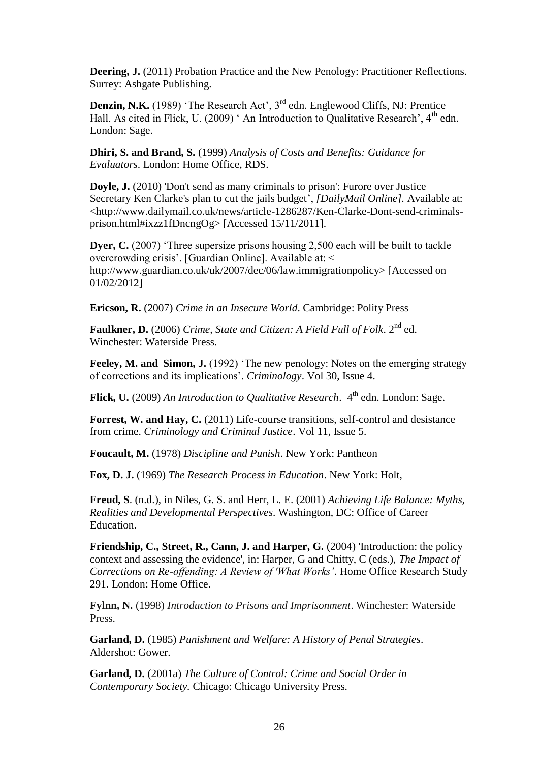**Deering, J.** (2011) Probation Practice and the New Penology: Practitioner Reflections. Surrey: Ashgate Publishing.

**Denzin, N.K.** (1989) 'The Research Act', 3rd edn. Englewood Cliffs, NJ: Prentice Hall. As cited in Flick, U. (2009) ' An Introduction to Qualitative Research', 4th edn. London: Sage.

**Dhiri, S. and Brand, S.** (1999) *Analysis of Costs and Benefits: Guidance for Evaluators*. London: Home Office, RDS.

**Doyle, J.** (2010) 'Don't send as many criminals to prison': Furore over Justice Secretary Ken Clarke's plan to cut the jails budget', *[DailyMail Online]*. Available at: <http://www.dailymail.co.uk/news/article-1286287/Ken-Clarke-Dont-send-criminals-prison.html#ixzz1fDncngOg> [Accessed 15/11/2011].

**Dyer, C.** (2007) 'Three supersize prisons housing 2,500 each will be built to tackle overcrowding crisis'. [Guardian Online]. Available at: < http://www.guardian.co.uk/uk/2007/dec/06/law.immigrationpolicy> [Accessed on 01/02/2012]

**Ericson, R.** (2007) *Crime in an Insecure World*. Cambridge: Polity Press

**Faulkner, D.** (2006) *Crime, State and Citizen: A Field Full of Folk*. 2nd ed. Winchester: Waterside Press.

**Feeley, M. and Simon, J.** (1992) 'The new penology: Notes on the emerging strategy of corrections and its implications'. *Criminology*. Vol 30, Issue 4.

**Flick, U.** (2009) *An Introduction to Qualitative Research*. 4th edn. London: Sage.

**Forrest, W. and Hay, C.** (2011) Life-course transitions, self-control and desistance from crime. *Criminology and Criminal Justice*. Vol 11, Issue 5.

**Foucault, M.** (1978) *Discipline and Punish*. New York: Pantheon

**Fox, D. J.** (1969) *The Research Process in Education*. New York: Holt,

**Freud, S**. (n.d.), in Niles, G. S. and Herr, L. E. (2001) *Achieving Life Balance: Myths, Realities and Developmental Perspectives*. Washington, DC: Office of Career Education.

**Friendship, C., Street, R., Cann, J. and Harper, G.** (2004) 'Introduction: the policy context and assessing the evidence', in: Harper, G and Chitty, C (eds.), *The Impact of Corrections on Re-offending: A Review of 'What Works'*. Home Office Research Study 291. London: Home Office.

**Fylnn, N.** (1998) *Introduction to Prisons and Imprisonment*. Winchester: Waterside Press.

**Garland, D.** (1985) *Punishment and Welfare: A History of Penal Strategies*. Aldershot: Gower.

**Garland, D.** (2001a) *The Culture of Control: Crime and Social Order in Contemporary Society.* Chicago: Chicago University Press.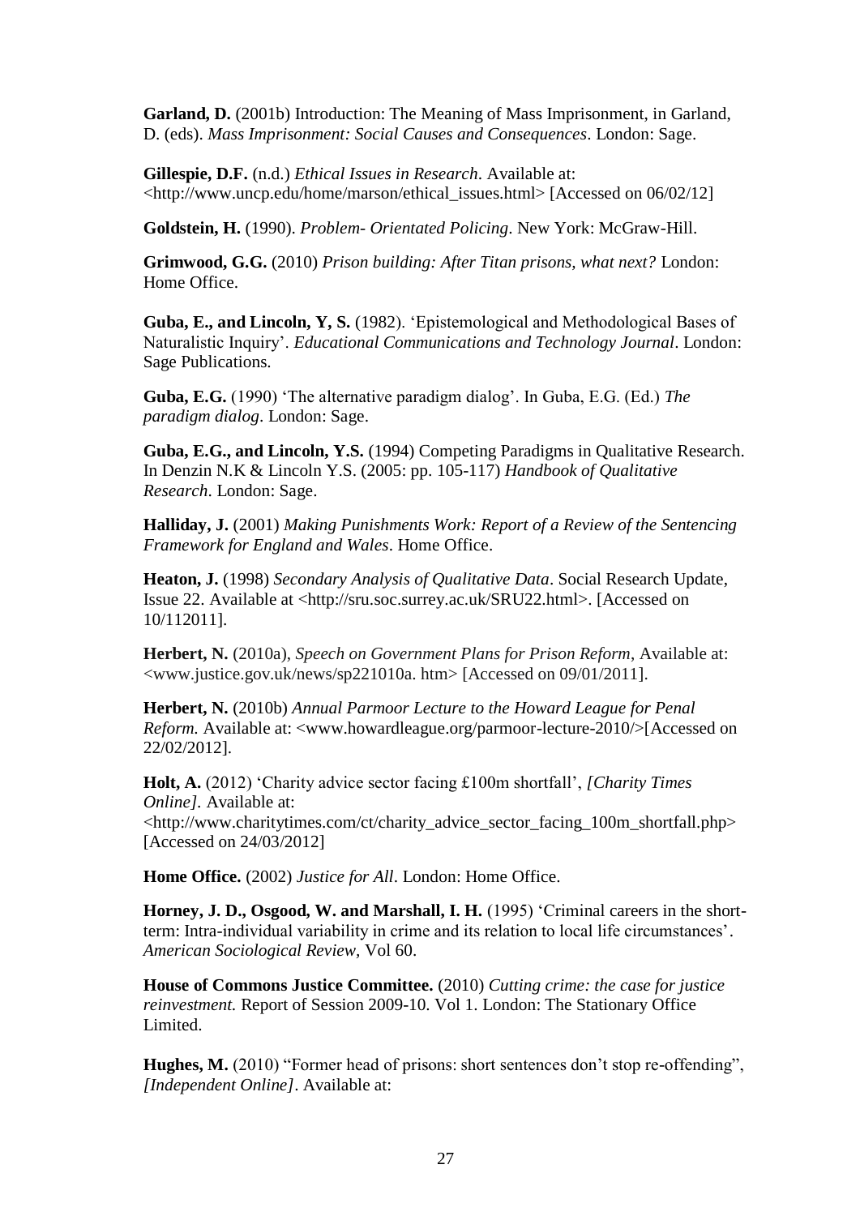**Garland, D.** (2001b) Introduction: The Meaning of Mass Imprisonment, in Garland, D. (eds). *Mass Imprisonment: Social Causes and Consequences*. London: Sage.

**Gillespie, D.F.** (n.d.) *Ethical Issues in Research*. Available at: <http://www.uncp.edu/home/marson/ethical_issues.html> [Accessed on 06/02/12]

**Goldstein, H.** (1990). *Problem- Orientated Policing*. New York: McGraw-Hill.

**Grimwood, G.G.** (2010) *Prison building: After Titan prisons, what next?* London: Home Office.

**Guba, E., and Lincoln, Y, S.** (1982). 'Epistemological and Methodological Bases of Naturalistic Inquiry'. *Educational Communications and Technology Journal*. London: Sage Publications.

**Guba, E.G.** (1990) 'The alternative paradigm dialog'. In Guba, E.G. (Ed.) *The paradigm dialog*. London: Sage.

**Guba, E.G., and Lincoln, Y.S.** (1994) Competing Paradigms in Qualitative Research. In Denzin N.K & Lincoln Y.S. (2005: pp. 105-117) *Handbook of Qualitative Research*. London: Sage.

**Halliday, J.** (2001) *Making Punishments Work: Report of a Review of the Sentencing Framework for England and Wales*. Home Office.

**Heaton, J.** (1998) *Secondary Analysis of Qualitative Data*. Social Research Update, Issue 22. Available at <http://sru.soc.surrey.ac.uk/SRU22.html>. [Accessed on 10/112011].

**Herbert, N.** (2010a), *Speech on Government Plans for Prison Reform*, Available at: <www.justice.gov.uk/news/sp221010a. htm> [Accessed on 09/01/2011].

**Herbert, N.** (2010b) *Annual Parmoor Lecture to the Howard League for Penal Reform.* Available at: <www.howardleague.org/parmoor-lecture-2010/>[Accessed on 22/02/2012].

**Holt, A.** (2012) 'Charity advice sector facing £100m shortfall', *[Charity Times Online].* Available at: <http://www.charitytimes.com/ct/charity_advice_sector_facing_100m_shortfall.php> [Accessed on 24/03/2012]

**Home Office.** (2002) *Justice for All*. London: Home Office.

**Horney, J. D., Osgood, W. and Marshall, I. H.** (1995) 'Criminal careers in the short-term: Intra-individual variability in crime and its relation to local life circumstances'. *American Sociological Review,* Vol 60.

**House of Commons Justice Committee.** (2010) *Cutting crime: the case for justice reinvestment.* Report of Session 2009-10. Vol 1. London: The Stationary Office Limited.

**Hughes, M.** (2010) "Former head of prisons: short sentences don't stop re-offending", *[Independent Online]*. Available at: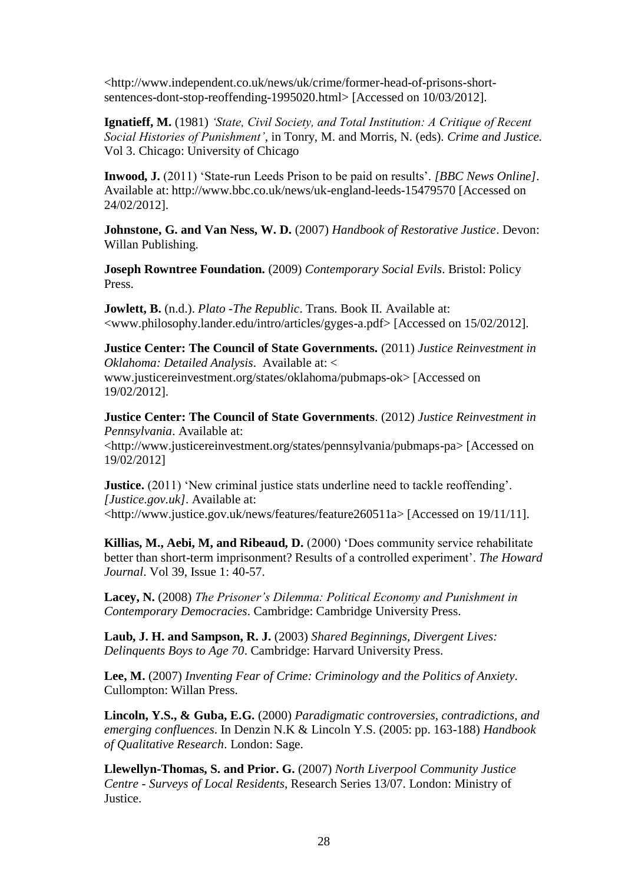<http://www.independent.co.uk/news/uk/crime/former-head-of-prisons-short-sentences-dont-stop-reoffending-1995020.html> [Accessed on 10/03/2012].

**Ignatieff, M.** (1981) *'State, Civil Society, and Total Institution: A Critique of Recent Social Histories of Punishment'*, in Tonry, M. and Morris, N. (eds). *Crime and Justice.* Vol 3. Chicago: University of Chicago

**Inwood, J.** (2011) 'State-run Leeds Prison to be paid on results'. *[BBC News Online]*. Available at: http://www.bbc.co.uk/news/uk-england-leeds-15479570 [Accessed on 24/02/2012].

**Johnstone, G. and Van Ness, W. D.** (2007) *Handbook of Restorative Justice*. Devon: Willan Publishing.

**Joseph Rowntree Foundation.** (2009) *Contemporary Social Evils*. Bristol: Policy Press.

**Jowlett, B.** (n.d.). *Plato -The Republic*. Trans. Book II. Available at: <www.philosophy.lander.edu/intro/articles/gyges-a.pdf> [Accessed on 15/02/2012].

**Justice Center: The Council of State Governments.** (2011) *Justice Reinvestment in Oklahoma: Detailed Analysis*. Available at: < www.justicereinvestment.org/states/oklahoma/pubmaps-ok> [Accessed on 19/02/2012].

**Justice Center: The Council of State Governments**. (2012) *Justice Reinvestment in Pennsylvania*. Available at: <http://www.justicereinvestment.org/states/pennsylvania/pubmaps-pa> [Accessed on 19/02/2012]

**Justice.** (2011) 'New criminal justice stats underline need to tackle reoffending'. *[Justice.gov.uk]*. Available at: <http://www.justice.gov.uk/news/features/feature260511a> [Accessed on 19/11/11].

**Killias, M., Aebi, M, and Ribeaud, D.** (2000) 'Does community service rehabilitate better than short-term imprisonment? Results of a controlled experiment'. *The Howard Journal*. Vol 39, Issue 1: 40-57.

**Lacey, N.** (2008) *The Prisoner's Dilemma: Political Economy and Punishment in Contemporary Democracies*. Cambridge: Cambridge University Press.

**Laub, J. H. and Sampson, R. J.** (2003) *Shared Beginnings, Divergent Lives: Delinquents Boys to Age 70*. Cambridge: Harvard University Press.

**Lee, M.** (2007) *Inventing Fear of Crime: Criminology and the Politics of Anxiety*. Cullompton: Willan Press.

**Lincoln, Y.S., & Guba, E.G.** (2000) *Paradigmatic controversies, contradictions, and emerging confluences*. In Denzin N.K & Lincoln Y.S. (2005: pp. 163-188) *Handbook of Qualitative Research*. London: Sage.

**Llewellyn-Thomas, S. and Prior. G.** (2007) *North Liverpool Community Justice Centre - Surveys of Local Residents*, Research Series 13/07. London: Ministry of Justice.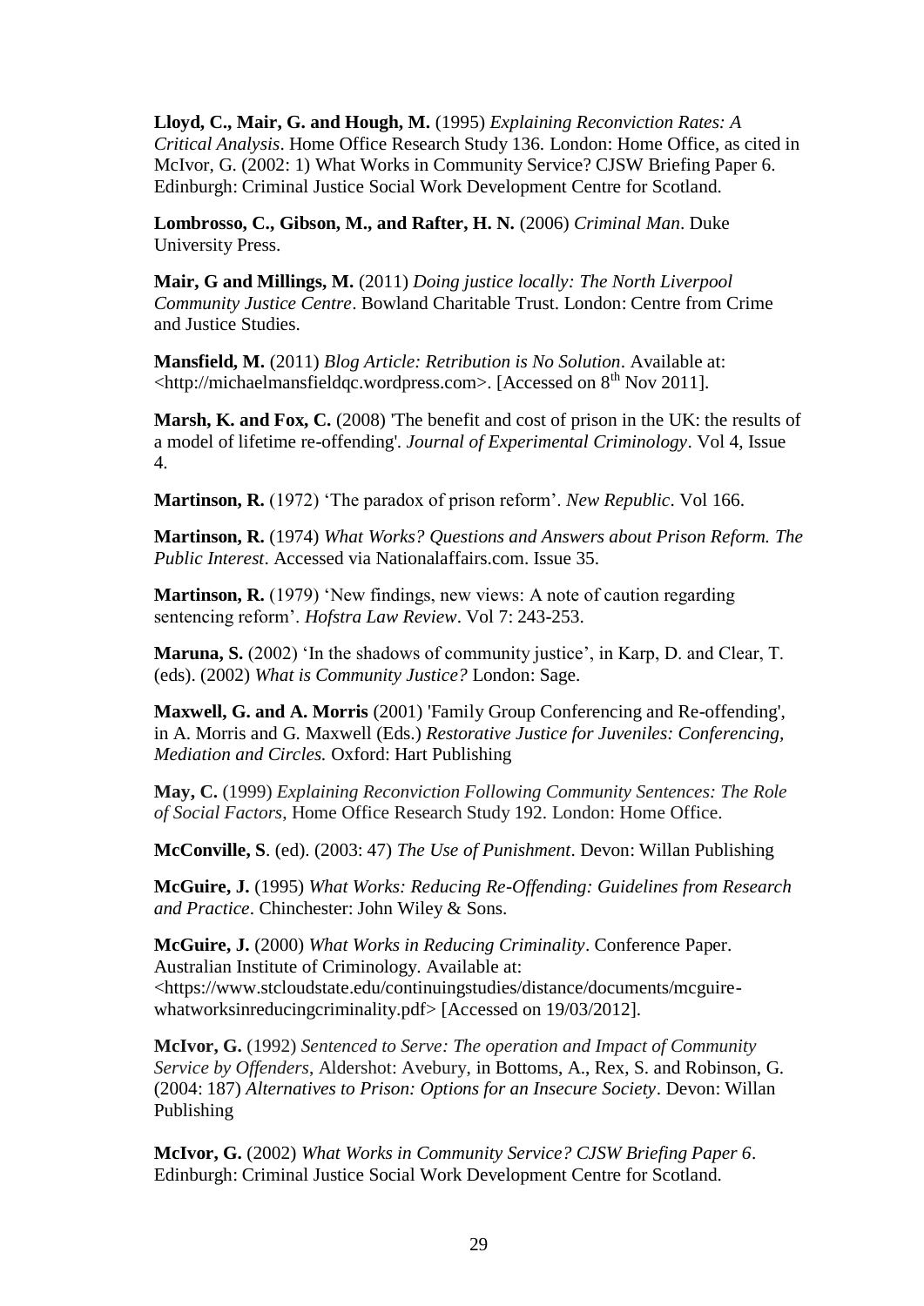**Lloyd, C., Mair, G. and Hough, M.** (1995) *Explaining Reconviction Rates: A Critical Analysis*. Home Office Research Study 136. London: Home Office, as cited in McIvor, G. (2002: 1) What Works in Community Service? CJSW Briefing Paper 6. Edinburgh: Criminal Justice Social Work Development Centre for Scotland.

**Lombrosso, C., Gibson, M., and Rafter, H. N.** (2006) *Criminal Man*. Duke University Press.

**Mair, G and Millings, M.** (2011) *Doing justice locally: The North Liverpool Community Justice Centre*. Bowland Charitable Trust. London: Centre from Crime and Justice Studies.

**Mansfield, M.** (2011) *Blog Article: Retribution is No Solution*. Available at: <http://michaelmansfieldqc.wordpress.com>. [Accessed on 8th Nov 2011].

**Marsh, K. and Fox, C.** (2008) 'The benefit and cost of prison in the UK: the results of a model of lifetime re-offending'. *Journal of Experimental Criminology*. Vol 4, Issue 4.

**Martinson, R.** (1972) 'The paradox of prison reform'. *New Republic*. Vol 166.

**Martinson, R.** (1974) *What Works? Questions and Answers about Prison Reform. The Public Interest*. Accessed via Nationalaffairs.com. Issue 35.

**Martinson, R.** (1979) 'New findings, new views: A note of caution regarding sentencing reform'. *Hofstra Law Review*. Vol 7: 243-253.

**Maruna, S.** (2002) 'In the shadows of community justice', in Karp, D. and Clear, T. (eds). (2002) *What is Community Justice?* London: Sage.

**Maxwell, G. and A. Morris** (2001) 'Family Group Conferencing and Re-offending', in A. Morris and G. Maxwell (Eds.) *Restorative Justice for Juveniles: Conferencing, Mediation and Circles.* Oxford: Hart Publishing

**May, C.** (1999) *Explaining Reconviction Following Community Sentences: The Role of Social Factors*, Home Office Research Study 192. London: Home Office.

**McConville, S**. (ed). (2003: 47) *The Use of Punishment*. Devon: Willan Publishing

**McGuire, J.** (1995) *What Works: Reducing Re-Offending: Guidelines from Research and Practice*. Chinchester: John Wiley & Sons.

**McGuire, J.** (2000) *What Works in Reducing Criminality*. Conference Paper. Australian Institute of Criminology. Available at: <https://www.stcloudstate.edu/continuingstudies/distance/documents/mcguire-whatworksinreducingcriminality.pdf> [Accessed on 19/03/2012].

**McIvor, G.** (1992) *Sentenced to Serve: The operation and Impact of Community Service by Offenders*, Aldershot: Avebury, in Bottoms, A., Rex, S. and Robinson, G. (2004: 187) *Alternatives to Prison: Options for an Insecure Society*. Devon: Willan Publishing

**McIvor, G.** (2002) *What Works in Community Service? CJSW Briefing Paper 6*. Edinburgh: Criminal Justice Social Work Development Centre for Scotland.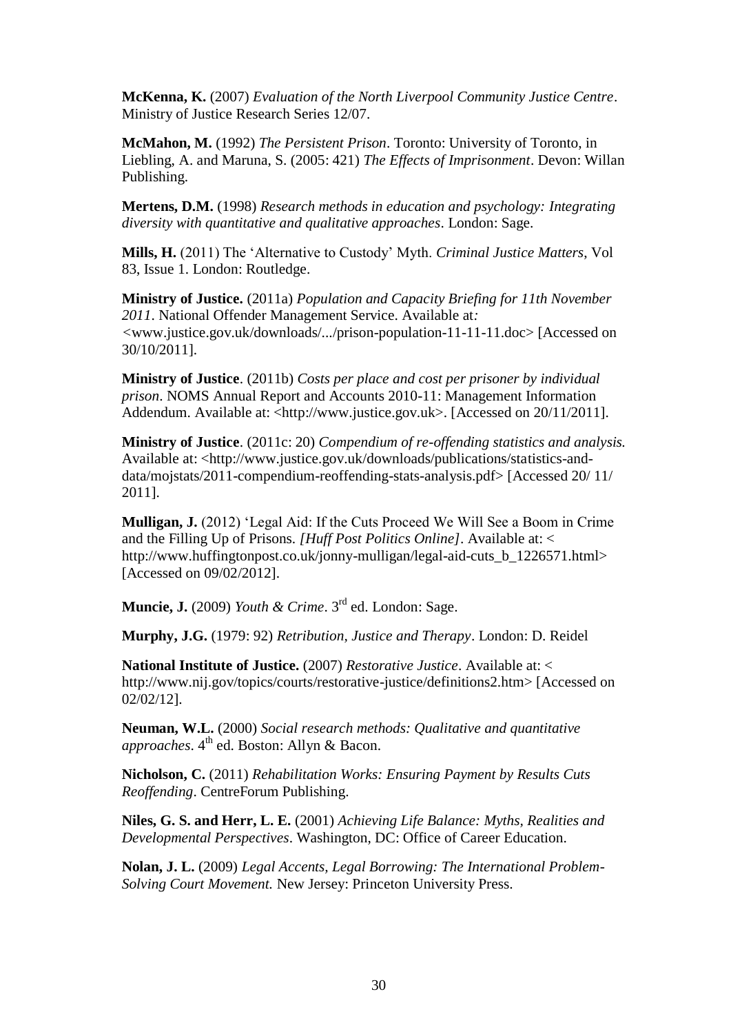**McKenna, K.** (2007) *Evaluation of the North Liverpool Community Justice Centre*. Ministry of Justice Research Series 12/07.

**McMahon, M.** (1992) *The Persistent Prison*. Toronto: University of Toronto, in Liebling, A. and Maruna, S. (2005: 421) *The Effects of Imprisonment*. Devon: Willan Publishing.

**Mertens, D.M.** (1998) *Research methods in education and psychology: Integrating diversity with quantitative and qualitative approaches*. London: Sage.

**Mills, H.** (2011) The 'Alternative to Custody' Myth. *Criminal Justice Matters*, Vol 83, Issue 1. London: Routledge.

**Ministry of Justice.** (2011a) *Population and Capacity Briefing for 11th November 2011*. National Offender Management Service. Available at*:* <www.justice.gov.uk/downloads/.../prison-population-11-11-11.doc> [Accessed on 30/10/2011].

**Ministry of Justice**. (2011b) *Costs per place and cost per prisoner by individual prison*. NOMS Annual Report and Accounts 2010-11: Management Information Addendum. Available at: <http://www.justice.gov.uk>. [Accessed on 20/11/2011].

**Ministry of Justice**. (2011c: 20) *Compendium of re-offending statistics and analysis.* Available at: <http://www.justice.gov.uk/downloads/publications/statistics-and-data/mojstats/2011-compendium-reoffending-stats-analysis.pdf> [Accessed 20/ 11/ 2011].

**Mulligan, J.** (2012) 'Legal Aid: If the Cuts Proceed We Will See a Boom in Crime and the Filling Up of Prisons. *[Huff Post Politics Online]*. Available at: < http://www.huffingtonpost.co.uk/jonny-mulligan/legal-aid-cuts_b_1226571.html> [Accessed on 09/02/2012].

**Muncie, J.** (2009) *Youth & Crime*. 3rd ed. London: Sage.

**Murphy, J.G.** (1979: 92) *Retribution, Justice and Therapy*. London: D. Reidel

**National Institute of Justice.** (2007) *Restorative Justice*. Available at: < http://www.nij.gov/topics/courts/restorative-justice/definitions2.htm> [Accessed on 02/02/12].

**Neuman, W.L.** (2000) *Social research methods: Qualitative and quantitative approaches*. 4th ed. Boston: Allyn & Bacon.

**Nicholson, C.** (2011) *Rehabilitation Works: Ensuring Payment by Results Cuts Reoffending*. CentreForum Publishing.

**Niles, G. S. and Herr, L. E.** (2001) *Achieving Life Balance: Myths, Realities and Developmental Perspectives*. Washington, DC: Office of Career Education.

**Nolan, J. L.** (2009) *Legal Accents, Legal Borrowing: The International Problem-Solving Court Movement.* New Jersey: Princeton University Press.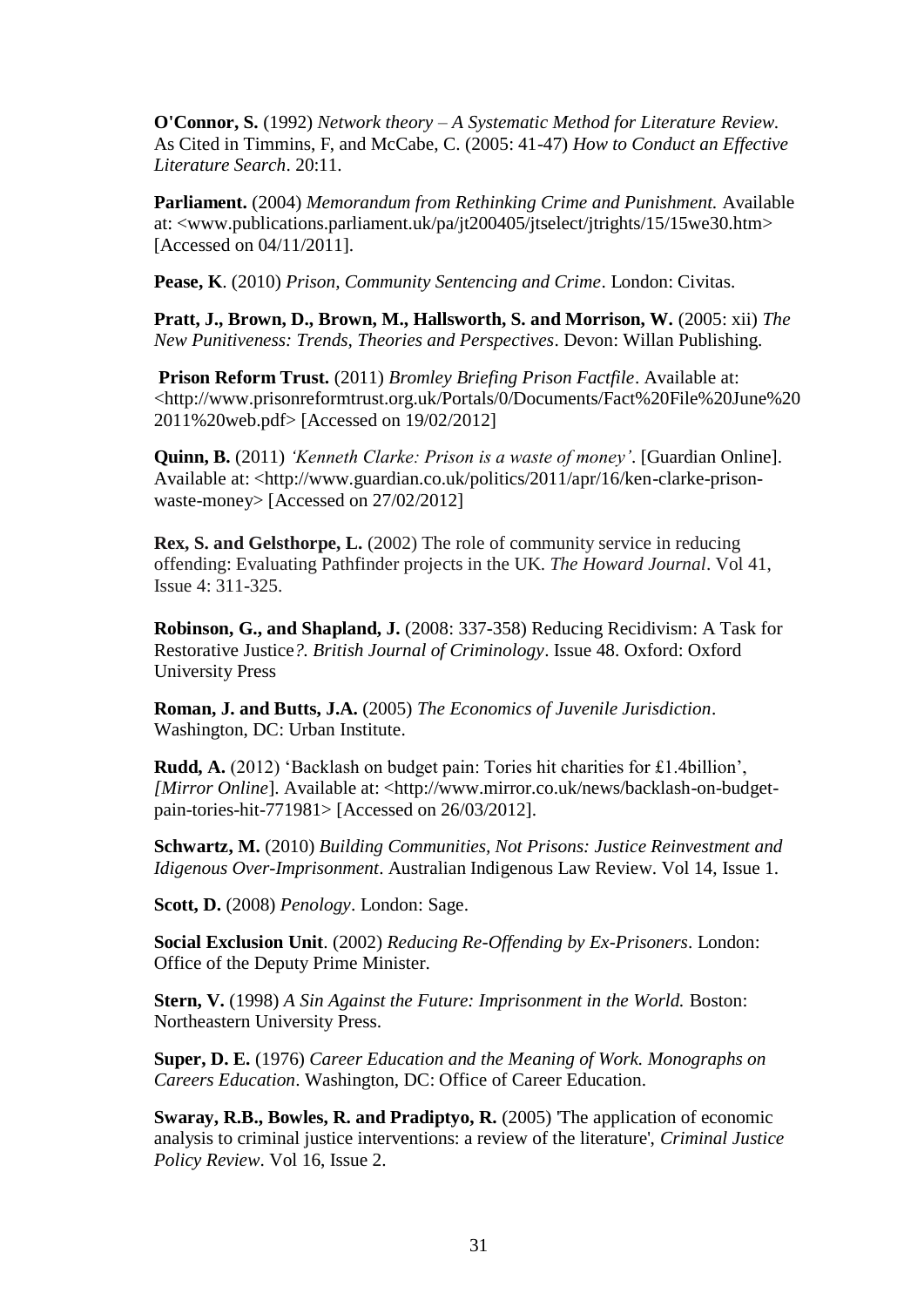**O'Connor, S.** (1992) *Network theory – A Systematic Method for Literature Review.* As Cited in Timmins, F, and McCabe, C. (2005: 41-47) *How to Conduct an Effective Literature Search*. 20:11.

**Parliament.** (2004) *Memorandum from Rethinking Crime and Punishment.* Available at: <www.publications.parliament.uk/pa/jt200405/jtselect/jtrights/15/15we30.htm> [Accessed on 04/11/2011].

**Pease, K**. (2010) *Prison, Community Sentencing and Crime*. London: Civitas.

**Pratt, J., Brown, D., Brown, M., Hallsworth, S. and Morrison, W.** (2005: xii) *The New Punitiveness: Trends, Theories and Perspectives*. Devon: Willan Publishing.

**Prison Reform Trust.** (2011) *Bromley Briefing Prison Factfile*. Available at: <http://www.prisonreformtrust.org.uk/Portals/0/Documents/Fact%20File%20June%202011%20web.pdf> [Accessed on 19/02/2012]

**Quinn, B.** (2011) *'Kenneth Clarke: Prison is a waste of money'*. [Guardian Online]. Available at: <http://www.guardian.co.uk/politics/2011/apr/16/ken-clarke-prison-waste-money> [Accessed on 27/02/2012]

**Rex, S. and Gelsthorpe, L.** (2002) The role of community service in reducing offending: Evaluating Pathfinder projects in the UK. *The Howard Journal*. Vol 41, Issue 4: 311-325.

**Robinson, G., and Shapland, J.** (2008: 337-358) Reducing Recidivism: A Task for Restorative Justice*?. British Journal of Criminology*. Issue 48. Oxford: Oxford University Press

**Roman, J. and Butts, J.A.** (2005) *The Economics of Juvenile Jurisdiction*. Washington, DC: Urban Institute.

**Rudd, A.** (2012) 'Backlash on budget pain: Tories hit charities for £1.4billion', *[Mirror Online*]. Available at: <http://www.mirror.co.uk/news/backlash-on-budget-pain-tories-hit-771981> [Accessed on 26/03/2012].

**Schwartz, M.** (2010) *Building Communities, Not Prisons: Justice Reinvestment and Idigenous Over-Imprisonment*. Australian Indigenous Law Review. Vol 14, Issue 1.

**Scott, D.** (2008) *Penology*. London: Sage.

**Social Exclusion Unit**. (2002) *Reducing Re-Offending by Ex-Prisoners*. London: Office of the Deputy Prime Minister.

**Stern, V.** (1998) *A Sin Against the Future: Imprisonment in the World.* Boston: Northeastern University Press.

**Super, D. E.** (1976) *Career Education and the Meaning of Work. Monographs on Careers Education*. Washington, DC: Office of Career Education.

**Swaray, R.B., Bowles, R. and Pradiptyo, R.** (2005) 'The application of economic analysis to criminal justice interventions: a review of the literature', *Criminal Justice Policy Review*. Vol 16, Issue 2.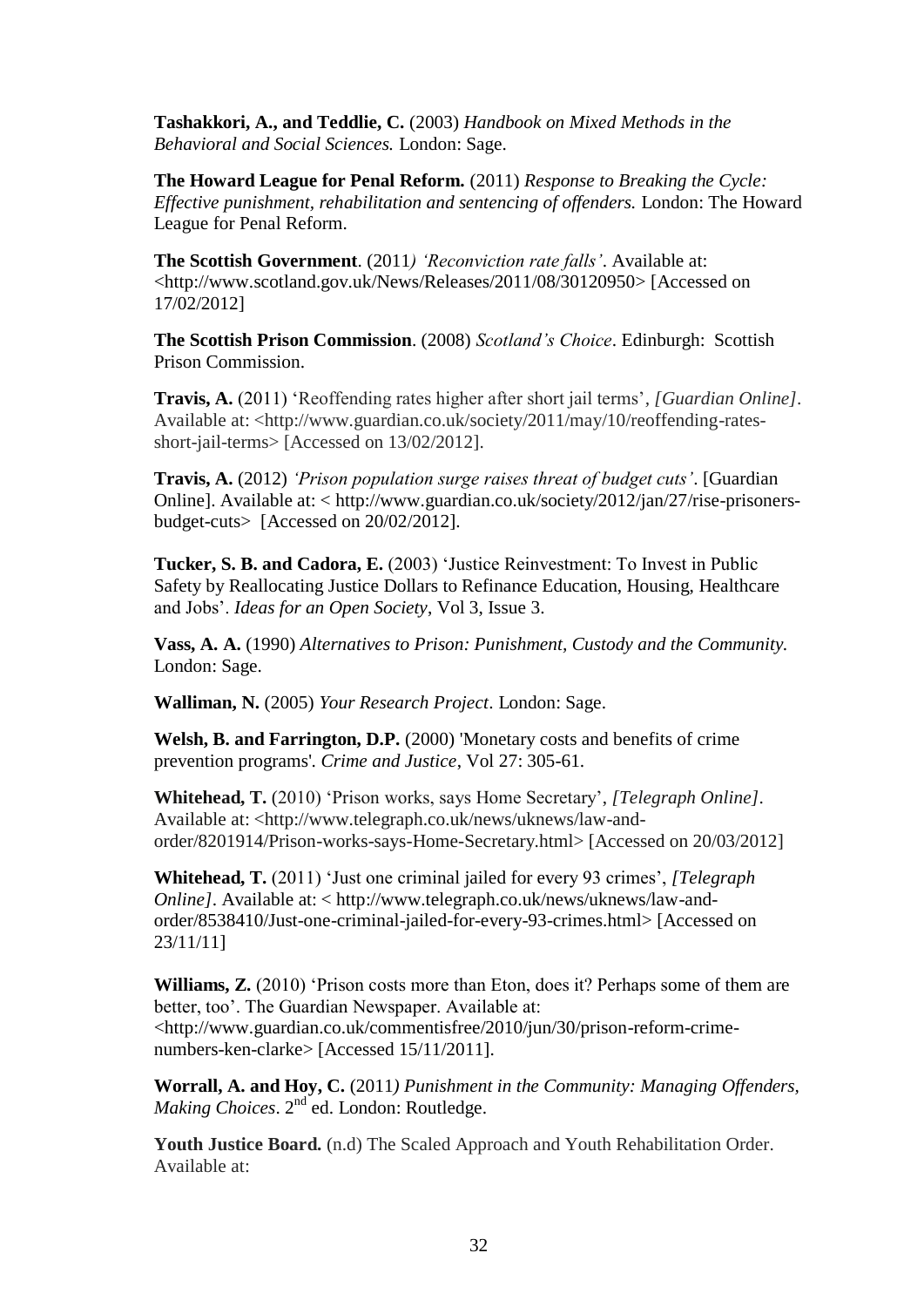**Tashakkori, A., and Teddlie, C.** (2003) *Handbook on Mixed Methods in the Behavioral and Social Sciences.* London: Sage.

**The Howard League for Penal Reform.** (2011) *Response to Breaking the Cycle: Effective punishment, rehabilitation and sentencing of offenders.* London: The Howard League for Penal Reform.

**The Scottish Government**. (2011*) 'Reconviction rate falls'*. Available at: <http://www.scotland.gov.uk/News/Releases/2011/08/30120950> [Accessed on 17/02/2012]

**The Scottish Prison Commission**. (2008) *Scotland's Choice*. Edinburgh: Scottish Prison Commission.

**Travis, A.** (2011) 'Reoffending rates higher after short jail terms', *[Guardian Online]*. Available at: <http://www.guardian.co.uk/society/2011/may/10/reoffending-rates-short-jail-terms> [Accessed on 13/02/2012].

**Travis, A.** (2012) *'Prison population surge raises threat of budget cuts'*. [Guardian Online]. Available at: < http://www.guardian.co.uk/society/2012/jan/27/rise-prisoners-budget-cuts> [Accessed on 20/02/2012].

**Tucker, S. B. and Cadora, E.** (2003) 'Justice Reinvestment: To Invest in Public Safety by Reallocating Justice Dollars to Refinance Education, Housing, Healthcare and Jobs'. *Ideas for an Open Society*, Vol 3, Issue 3.

**Vass, A. A.** (1990) *Alternatives to Prison: Punishment, Custody and the Community.* London: Sage.

**Walliman, N.** (2005) *Your Research Project*. London: Sage.

**Welsh, B. and Farrington, D.P.** (2000) 'Monetary costs and benefits of crime prevention programs'. *Crime and Justice*, Vol 27: 305-61.

**Whitehead, T.** (2010) 'Prison works, says Home Secretary', *[Telegraph Online]*. Available at: <http://www.telegraph.co.uk/news/uknews/law-and-order/8201914/Prison-works-says-Home-Secretary.html> [Accessed on 20/03/2012]

**Whitehead, T.** (2011) 'Just one criminal jailed for every 93 crimes', *[Telegraph Online]*. Available at: < http://www.telegraph.co.uk/news/uknews/law-and-order/8538410/Just-one-criminal-jailed-for-every-93-crimes.html> [Accessed on 23/11/11]

**Williams, Z.** (2010) 'Prison costs more than Eton, does it? Perhaps some of them are better, too'. The Guardian Newspaper. Available at: <http://www.guardian.co.uk/commentisfree/2010/jun/30/prison-reform-crime-numbers-ken-clarke> [Accessed 15/11/2011].

**Worrall, A. and Hoy, C.** (2011*) Punishment in the Community: Managing Offenders, Making Choices*. 2nd ed. London: Routledge.

**Youth Justice Board.** (n.d) The Scaled Approach and Youth Rehabilitation Order. Available at: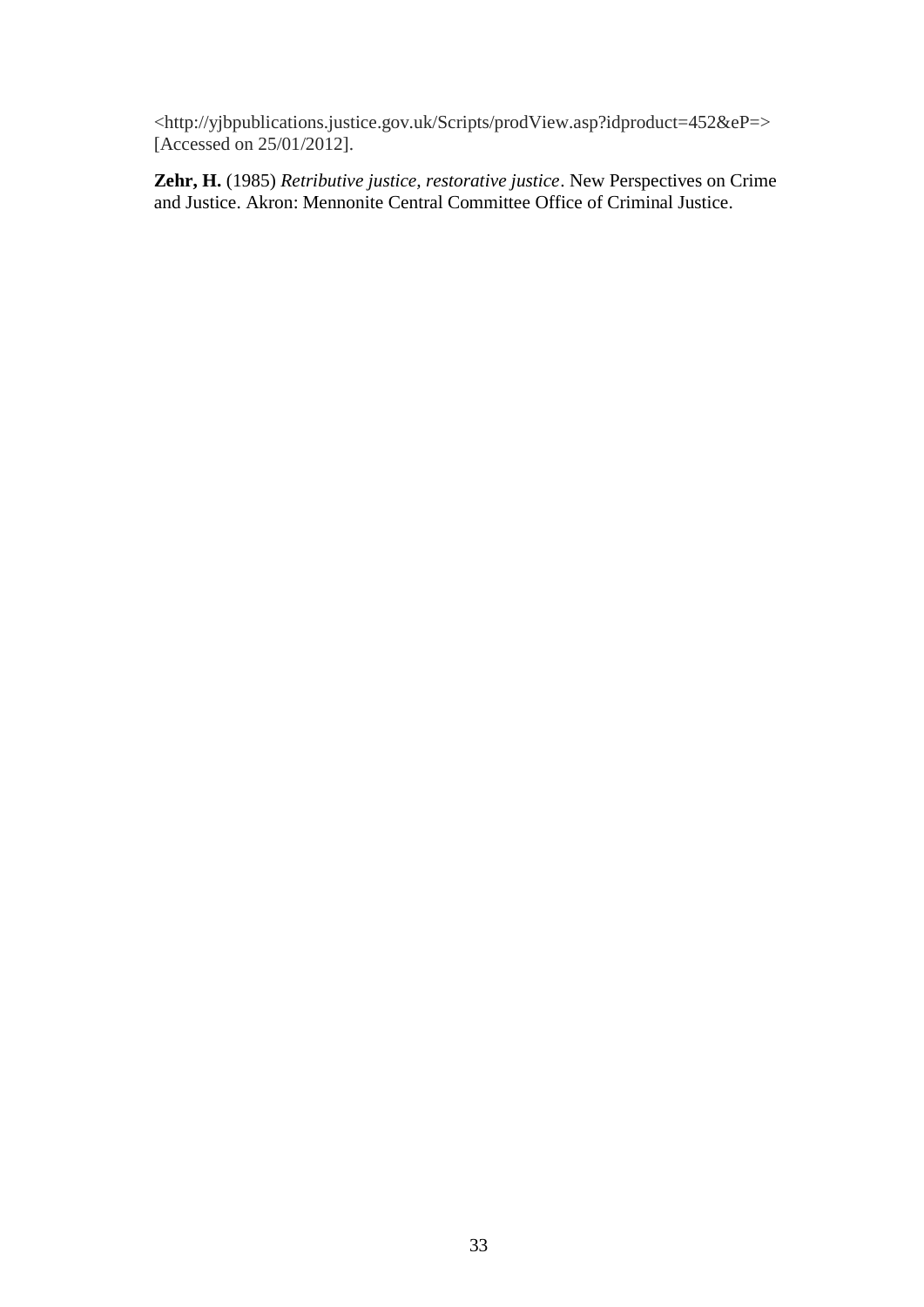<http://yjbpublications.justice.gov.uk/Scripts/prodView.asp?idproduct=452&eP=> [Accessed on 25/01/2012].

**Zehr, H.** (1985) *Retributive justice, restorative justice*. New Perspectives on Crime and Justice. Akron: Mennonite Central Committee Office of Criminal Justice.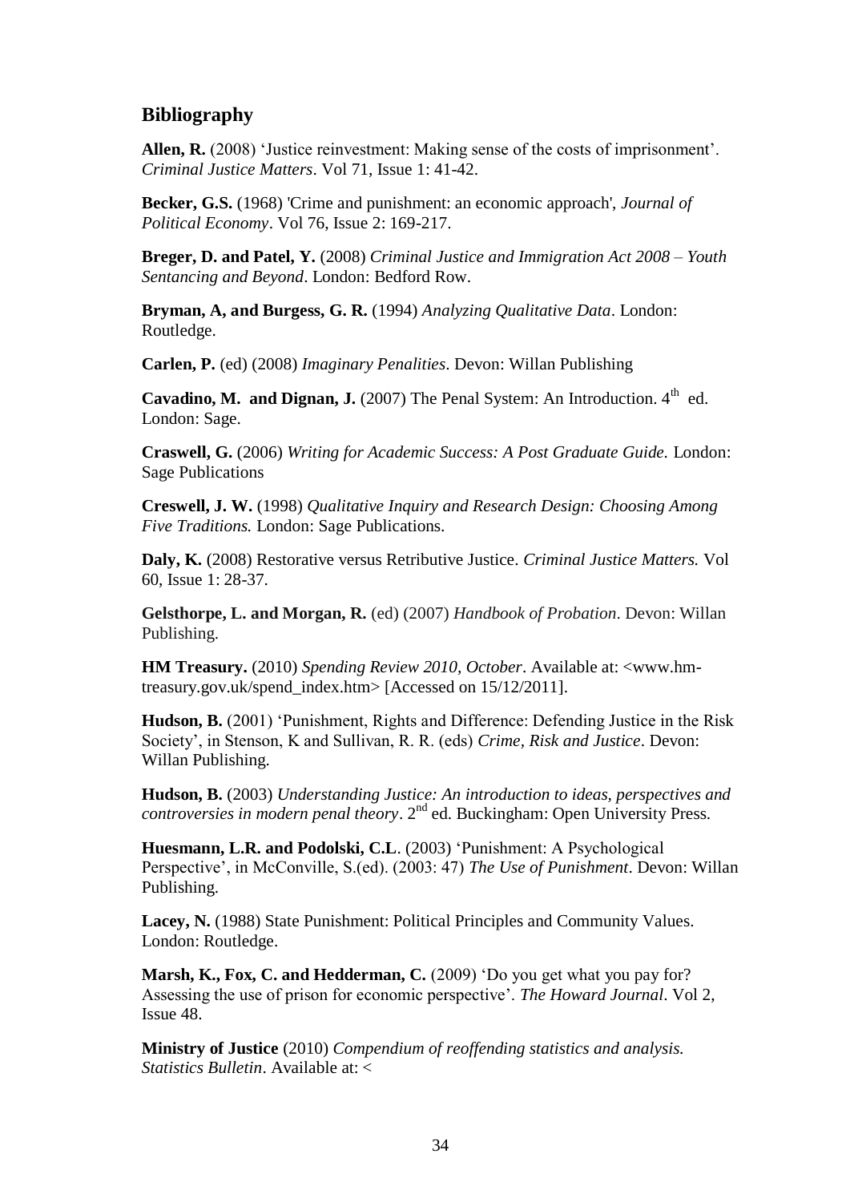## Bibliography

**Allen, R.** (2008) 'Justice reinvestment: Making sense of the costs of imprisonment'. *Criminal Justice Matters*. Vol 71, Issue 1: 41-42.

**Becker, G.S.** (1968) 'Crime and punishment: an economic approach', *Journal of Political Economy*. Vol 76, Issue 2: 169-217.

**Breger, D. and Patel, Y.** (2008) *Criminal Justice and Immigration Act 2008 – Youth Sentancing and Beyond*. London: Bedford Row.

**Bryman, A, and Burgess, G. R.** (1994) *Analyzing Qualitative Data*. London: Routledge.

**Carlen, P.** (ed) (2008) *Imaginary Penalities*. Devon: Willan Publishing

**Cavadino, M. and Dignan, J.** (2007) The Penal System: An Introduction. 4th ed. London: Sage.

**Craswell, G.** (2006) *Writing for Academic Success: A Post Graduate Guide.* London: Sage Publications

**Creswell, J. W.** (1998) *Qualitative Inquiry and Research Design: Choosing Among Five Traditions.* London: Sage Publications.

**Daly, K.** (2008) Restorative versus Retributive Justice. *Criminal Justice Matters.* Vol 60, Issue 1: 28-37.

**Gelsthorpe, L. and Morgan, R.** (ed) (2007) *Handbook of Probation*. Devon: Willan Publishing.

**HM Treasury.** (2010) *Spending Review 2010, October*. Available at: <www.hm-treasury.gov.uk/spend_index.htm> [Accessed on 15/12/2011].

**Hudson, B.** (2001) 'Punishment, Rights and Difference: Defending Justice in the Risk Society', in Stenson, K and Sullivan, R. R. (eds) *Crime, Risk and Justice*. Devon: Willan Publishing.

**Hudson, B.** (2003) *Understanding Justice: An introduction to ideas, perspectives and controversies in modern penal theory*. 2nd ed. Buckingham: Open University Press.

**Huesmann, L.R. and Podolski, C.L**. (2003) 'Punishment: A Psychological Perspective', in McConville, S.(ed). (2003: 47) *The Use of Punishment*. Devon: Willan Publishing.

**Lacey, N.** (1988) State Punishment: Political Principles and Community Values. London: Routledge.

**Marsh, K., Fox, C. and Hedderman, C.** (2009) 'Do you get what you pay for? Assessing the use of prison for economic perspective'. *The Howard Journal*. Vol 2, Issue 48.

**Ministry of Justice** (2010) *Compendium of reoffending statistics and analysis. Statistics Bulletin*. Available at: <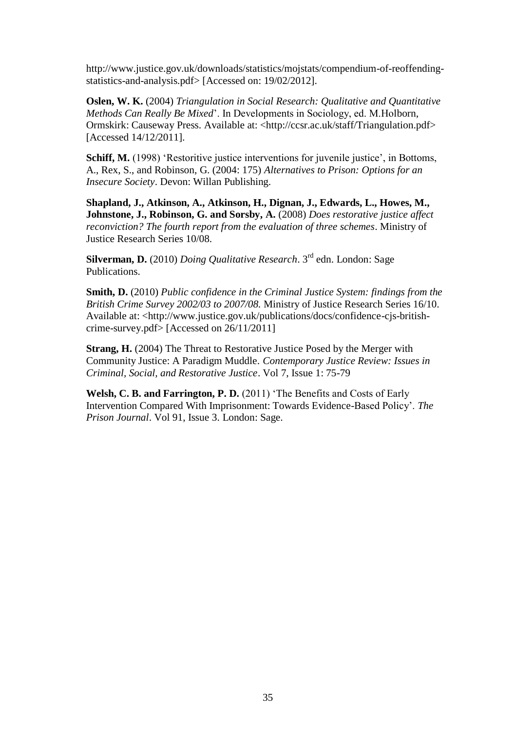http://www.justice.gov.uk/downloads/statistics/mojstats/compendium-of-reoffending-statistics-and-analysis.pdf> [Accessed on: 19/02/2012].

**Oslen, W. K.** (2004) *Triangulation in Social Research: Qualitative and Quantitative Methods Can Really Be Mixed*'. In Developments in Sociology, ed. M.Holborn, Ormskirk: Causeway Press. Available at: <http://ccsr.ac.uk/staff/Triangulation.pdf> [Accessed 14/12/2011].

**Schiff, M.** (1998) 'Restoritive justice interventions for juvenile justice', in Bottoms, A., Rex, S., and Robinson, G. (2004: 175) *Alternatives to Prison: Options for an Insecure Society*. Devon: Willan Publishing.

**Shapland, J., Atkinson, A., Atkinson, H., Dignan, J., Edwards, L., Howes, M., Johnstone, J., Robinson, G. and Sorsby, A.** (2008) *Does restorative justice affect reconviction? The fourth report from the evaluation of three schemes*. Ministry of Justice Research Series 10/08.

**Silverman, D.** (2010) *Doing Qualitative Research*. 3rd edn. London: Sage Publications.

**Smith, D.** (2010) *Public confidence in the Criminal Justice System: findings from the British Crime Survey 2002/03 to 2007/08.* Ministry of Justice Research Series 16/10. Available at: <http://www.justice.gov.uk/publications/docs/confidence-cjs-british-crime-survey.pdf> [Accessed on 26/11/2011]

**Strang, H.** (2004) The Threat to Restorative Justice Posed by the Merger with Community Justice: A Paradigm Muddle. *Contemporary Justice Review: Issues in Criminal, Social, and Restorative Justice*. Vol 7, Issue 1: 75-79

**Welsh, C. B. and Farrington, P. D.** (2011) 'The Benefits and Costs of Early Intervention Compared With Imprisonment: Towards Evidence-Based Policy'. *The Prison Journal*. Vol 91, Issue 3. London: Sage.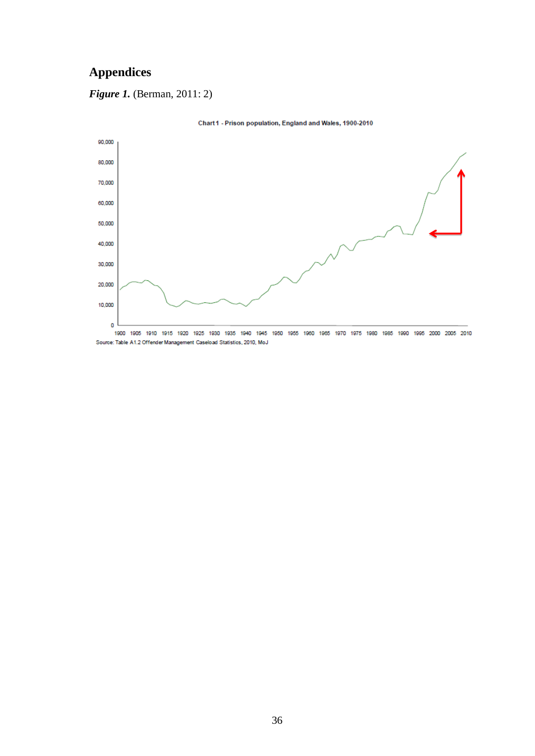# Appendices

***Figure 1.*** (Berman, 2011: 2)

Chart 1 - Prison population, England and Wales, 1900-2010

Source: Table A1.2 Offender Management Caseload Statistics, 2010, MoJ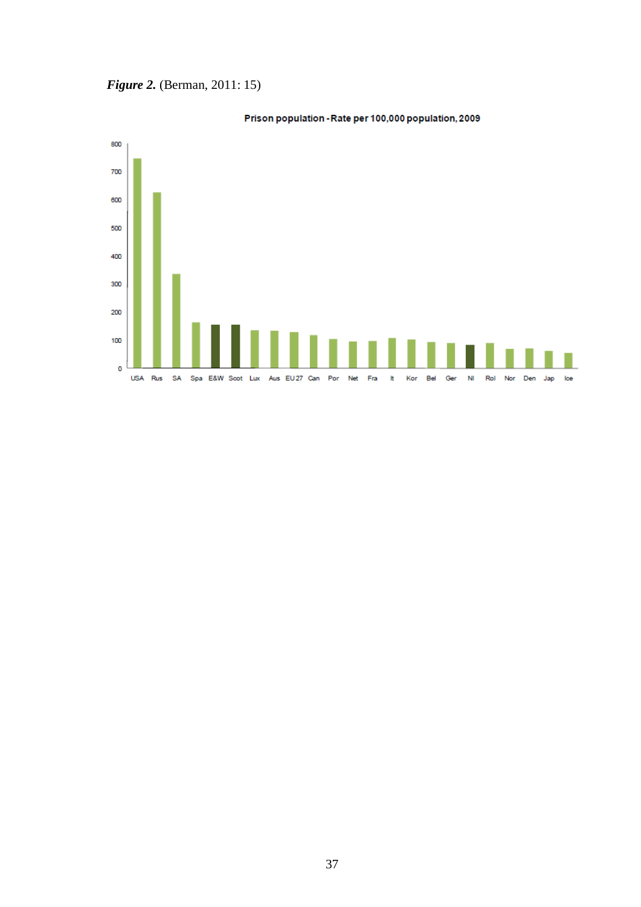***Figure 2.*** (Berman, 2011: 15)

Prison population - Rate per 100,000 population, 2009

800
700
600
500
400
300
200
100
0

USA Rus SA Spa E&W Scot Lux Aus EU27 Can Por Net Fra It Kor Bel Ger NI RoI Nor Den Jap Ice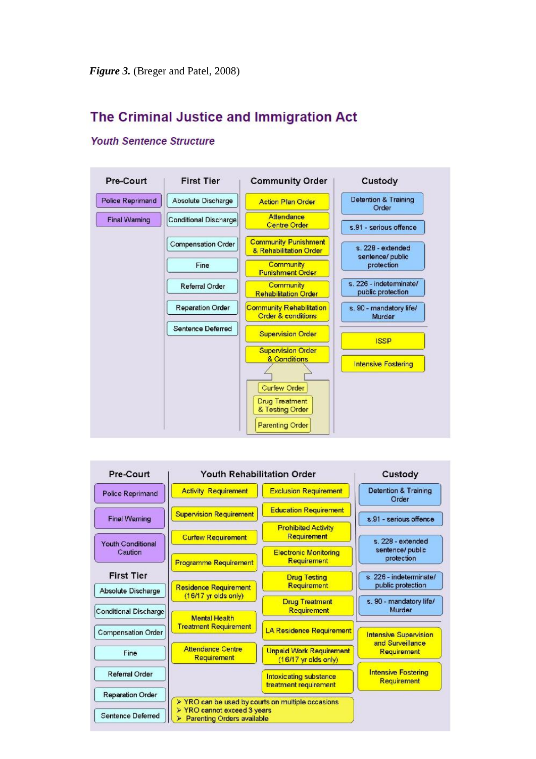***Figure 3.*** (Breger and Patel, 2008)

## The Criminal Justice and Immigration Act

### *Youth Sentence Structure*

| Pre-Court | First Tier | Community Order | Custody |
|---|---|---|---|
| Police Reprimand | Absolute Discharge | Action Plan Order | Detention & Training Order |
| Final Warning | Conditional Discharge | Attendance Centre Order | s.91 - serious offence |
| | Compensation Order | Community Punishment & Rehabilitation Order | s. 228 - extended sentence/ public protection |
| | Fine | Community Punishment Order | s. 226 - indeterminate/ public protection |
| | Referral Order | Community Rehabilitation Order | s. 90 - mandatory life/ Murder |
| | Reparation Order | Community Rehabilitation Order & conditions | ISSP |
| | Sentence Deferred | Supervision Order | Intensive Fostering |
| | | Supervision Order & Conditions | |
| | | Curfew Order | |
| | | Drug Treatment & Testing Order | |
| | | Parenting Order | |

| Pre-Court | Youth Rehabilitation Order | | Custody |
|---|---|---|---|
| Police Reprimand | Activity Requirement | Exclusion Requirement | Detention & Training Order |
| Final Warning | Supervision Requirement | Education Requirement | s.91 - serious offence |
| Youth Conditional Caution | Curfew Requirement | Prohibited Activity Requirement | s. 228 - extended sentence/ public protection |
| **First Tier** | Programme Requirement | Electronic Monitoring Requirement | s. 226 - indeterminate/ public protection |
| Absolute Discharge | Residence Requirement (16/17 yr olds only) | Drug Testing Requirement | s. 90 - mandatory life/ Murder |
| Conditional Discharge | Mental Health Treatment Requirement | Drug Treatment Requirement | Intensive Supervision and Surveillance Requirement |
| Compensation Order | Attendance Centre Requirement | LA Residence Requirement | Intensive Fostering Requirement |
| Fine | | Unpaid Work Requirement (16/17 yr olds only) | |
| Referral Order | | Intoxicating substance treatment requirement | |
| Reparation Order | | | |
| Sentence Deferred | | | |

- YRO can be used by courts on multiple occasions
- YRO cannot exceed 3 years
- Parenting Orders available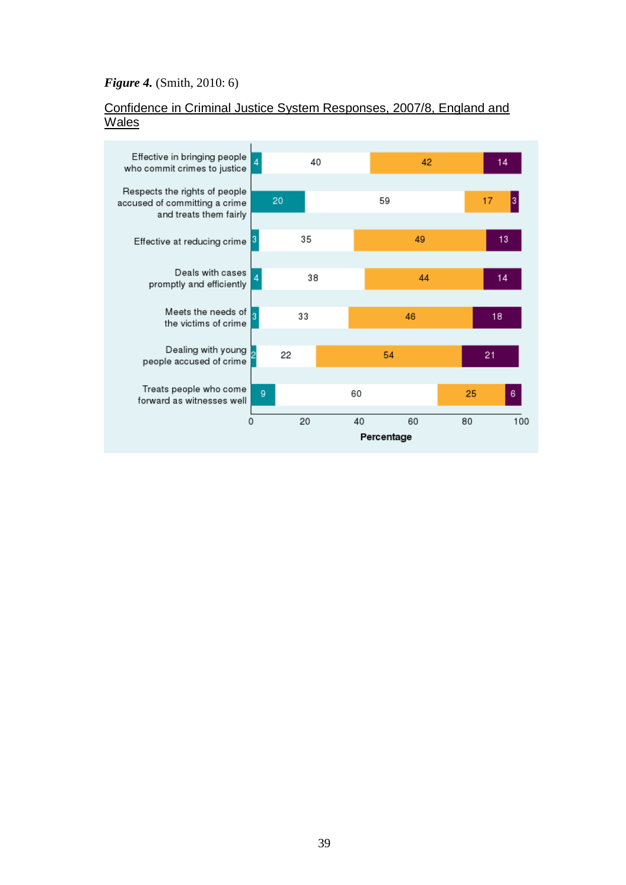***Figure 4.*** (Smith, 2010: 6)

Confidence in Criminal Justice System Responses, 2007/8, England and Wales

| | | | | |
|---|---|---|---|---|
| Effective in bringing people who commit crimes to justice | 4 | 40 | 42 | 14 |
| Respects the rights of people accused of committing a crime and treats them fairly | 20 | 59 | 17 | 3 |
| Effective at reducing crime | 3 | 35 | 49 | 13 |
| Deals with cases promptly and efficiently | 4 | 38 | 44 | 14 |
| Meets the needs of the victims of crime | 3 | 33 | 46 | 18 |
| Dealing with young people accused of crime | 2 | 22 | 54 | 21 |
| Treats people who come forward as witnesses well | 9 | 60 | 25 | 6 |

Percentage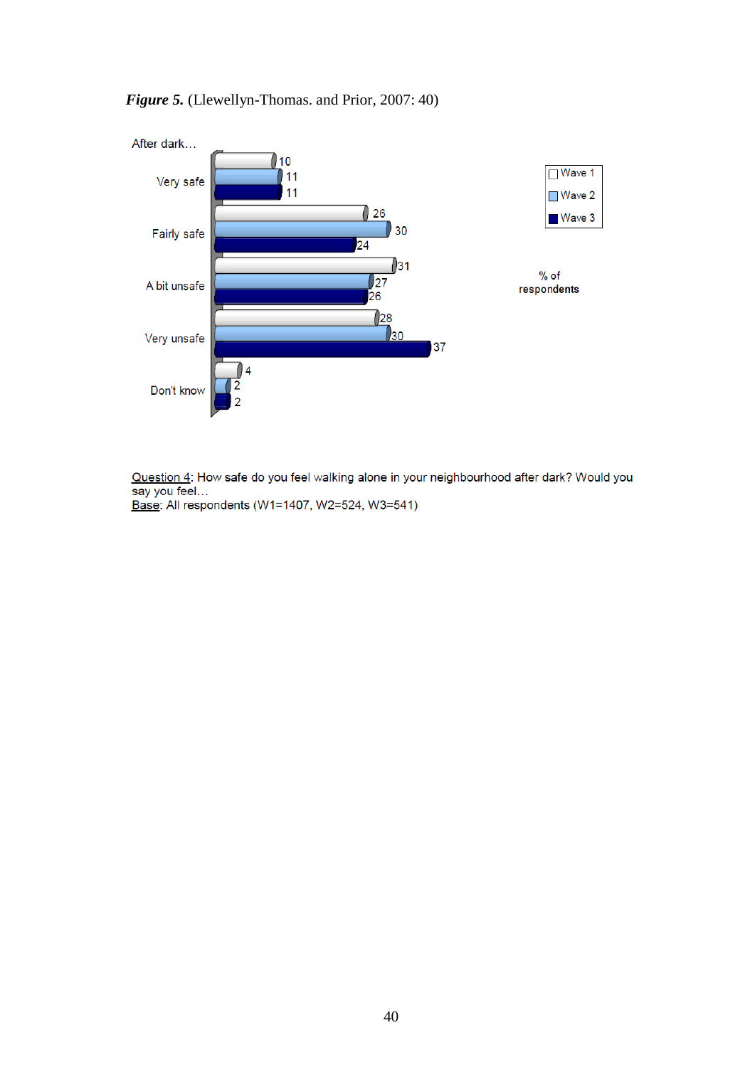***Figure 5.*** (Llewellyn-Thomas. and Prior, 2007: 40)

After dark…

| | Wave 1 | Wave 2 | Wave 3 |
|---|---|---|---|
| Very safe | 10 | 11 | 11 |
| Fairly safe | 26 | 30 | 24 |
| A bit unsafe | 31 | 27 | 26 |
| Very unsafe | 28 | 30 | 37 |
| Don't know | 4 | 2 | 2 |

% of respondents

Question 4: How safe do you feel walking alone in your neighbourhood after dark? Would you say you feel…

Base: All respondents (W1=1407, W2=524, W3=541)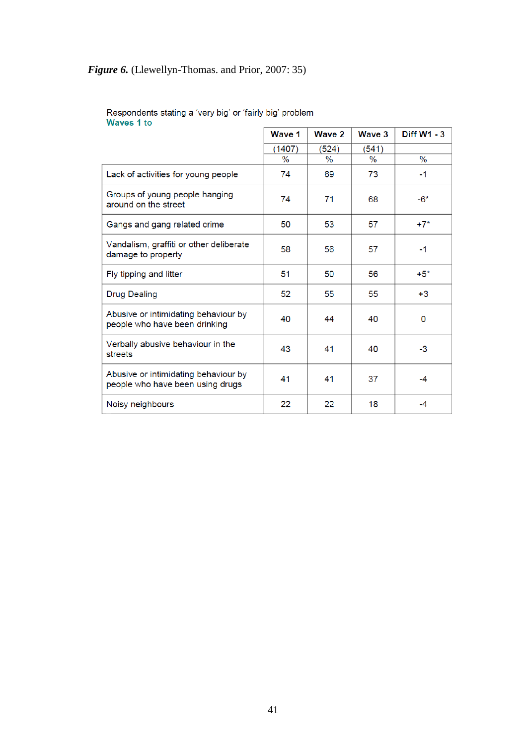***Figure 6.*** (Llewellyn-Thomas. and Prior, 2007: 35)

Respondents stating a 'very big' or 'fairly big' problem
**Waves 1 to**

| | Wave 1 | Wave 2 | Wave 3 | Diff W1 - 3 |
|---|---|---|---|---|
| | (1407) | (524) | (541) | |
| | % | % | % | % |
| Lack of activities for young people | 74 | 69 | 73 | -1 |
| Groups of young people hanging around on the street | 74 | 71 | 68 | -6* |
| Gangs and gang related crime | 50 | 53 | 57 | +7* |
| Vandalism, graffiti or other deliberate damage to property | 58 | 56 | 57 | -1 |
| Fly tipping and litter | 51 | 50 | 56 | +5* |
| Drug Dealing | 52 | 55 | 55 | +3 |
| Abusive or intimidating behaviour by people who have been drinking | 40 | 44 | 40 | 0 |
| Verbally abusive behaviour in the streets | 43 | 41 | 40 | -3 |
| Abusive or intimidating behaviour by people who have been using drugs | 41 | 41 | 37 | -4 |
| Noisy neighbours | 22 | 22 | 18 | -4 |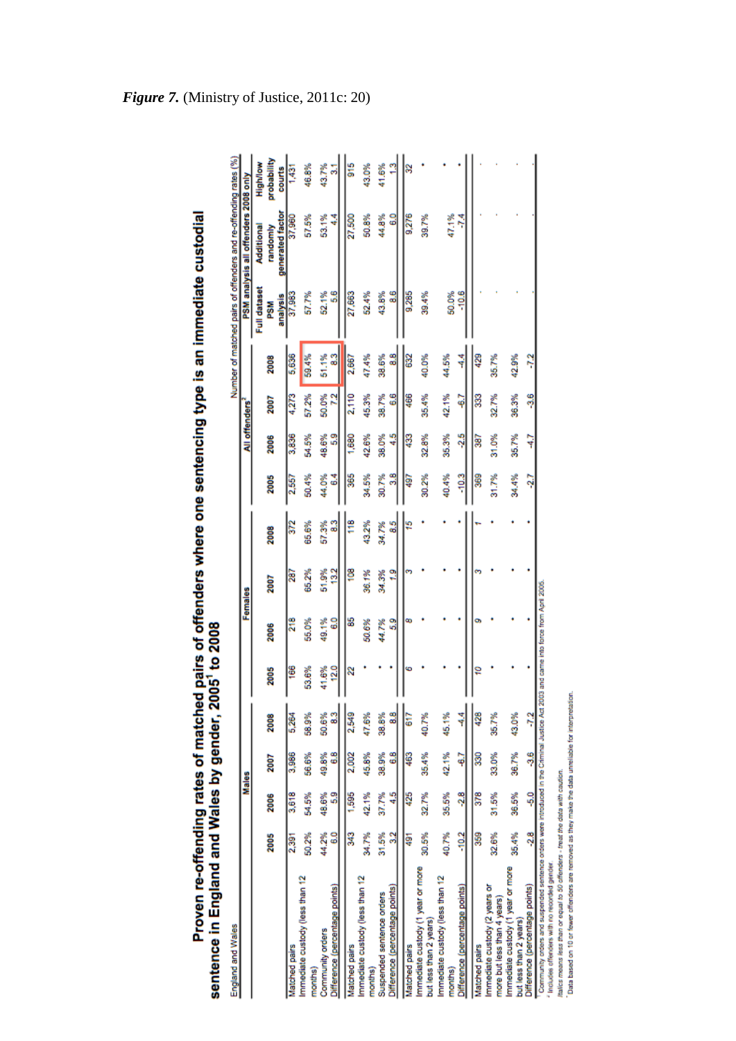*Figure 7.* (Ministry of Justice, 2011c: 20)

**Proven re-offending rates of matched pairs of offenders where one sentencing type is an immediate custodial sentence in England and Wales by gender, 2005[1] to 2008**

England and Wales

Number of matched pairs of offenders and re-offending rates (%)

| | Males | | | | Females | | | | All offenders[2] | | | | PSM analysis all offenders 2008 only | | |
|---|---|---|---|---|---|---|---|---|---|---|---|---|---|---|---|
| | 2005 | 2006 | 2007 | 2008 | 2005 | 2006 | 2007 | 2008 | 2005 | 2006 | 2007 | 2008 | Full dataset PSM analysis | Additional randomly generated factor | High/low probability courts |
| Matched pairs | 2,391 | 3,618 | 3,986 | 5,264 | 166 | 218 | 287 | 372 | 2,557 | 3,836 | 4,273 | 5,636 | 37,983 | 37,960 | 1,431 |
| Immediate custody (less than 12 months) | 50.2% | 54.5% | 56.6% | 58.9% | 53.6% | 55.0% | 65.2% | 65.6% | 50.4% | 54.5% | 57.2% | 59.4% | 57.7% | 57.5% | 46.8% |
| Community orders | 44.2% | 48.6% | 49.8% | 50.6% | 41.6% | 49.1% | 51.9% | 57.3% | 44.0% | 48.6% | 50.0% | 51.1% | 52.1% | 53.1% | 43.7% |
| Difference (percentage points) | 6.0 | 5.9 | 6.8 | 8.3 | 12.0 | 6.0 | 13.2 | 8.3 | 6.4 | 5.9 | 7.2 | 8.3 | 5.6 | 4.4 | 3.1 |
| Matched pairs | 343 | 1,595 | 2,002 | 2,549 | 22 | 85 | 108 | 118 | 365 | 1,680 | 2,110 | 2,667 | 27,663 | 27,500 | 915 |
| Immediate custody (less than 12 months) | 34.7% | 42.1% | 45.8% | 47.6% | * | 50.6% | 36.1% | 43.2% | 34.5% | 42.6% | 45.3% | 47.4% | 52.4% | 50.8% | 43.0% |
| Suspended sentence orders | 31.5% | 37.7% | 38.9% | 38.8% | * | 44.7% | 34.3% | 34.7% | 30.7% | 38.0% | 38.7% | 38.6% | 43.8% | 44.8% | 41.6% |
| Difference (percentage points) | 3.2 | 4.5 | 6.8 | 8.8 | * | 5.9 | 1.9 | 8.5 | 3.8 | 4.5 | 6.6 | 8.8 | 8.6 | 6.0 | 1.3 |
| Matched pairs | 491 | 425 | 463 | 617 | 6 | 8 | 3 | 15 | 497 | 433 | 466 | 632 | 9,285 | 9,276 | 32 |
| Immediate custody (1 year or more but less than 2 years) | 30.5% | 32.7% | 35.4% | 40.7% | * | * | * | * | 30.2% | 32.8% | 35.4% | 40.0% | 39.4% | 39.7% | * |
| Immediate custody (less than 12 months) | 40.7% | 35.5% | 42.1% | 45.1% | * | * | * | * | 40.4% | 35.3% | 42.1% | 44.5% | 50.0% | 47.1% | * |
| Difference (percentage points) | -10.2 | -2.8 | -6.7 | -4.4 | * | * | * | * | -10.3 | -2.5 | -6.7 | -4.4 | -10.6 | -7.4 | * |
| Matched pairs | 359 | 378 | 330 | 428 | 10 | 9 | 3 | 1 | 369 | 387 | 333 | 429 | . | . | . |
| Immediate custody (2 years or more but less than 4 years) | 32.6% | 31.5% | 33.0% | 35.7% | * | * | * | * | 31.7% | 31.0% | 32.7% | 35.7% | . | . | . |
| Immediate custody (1 year or more but less than 2 years) | 35.4% | 36.5% | 36.7% | 43.0% | * | * | * | * | 34.4% | 35.7% | 36.3% | 42.9% | . | . | . |
| Difference (percentage points) | -2.8 | -5.0 | -3.6 | -7.2 | * | * | * | * | -2.7 | -4.7 | -3.6 | -7.2 | . | . | . |

[1] Community orders and suspended sentence orders were introduced in the Criminal Justice Act 2003 and came into force from April 2005.

[2] Includes offenders with no recorded gender.

*Italics means less than or equal to 50 offenders - treat the data with caution.*

\* Data based on 10 or fewer offenders are removed as they make the data unreliable for interpretation.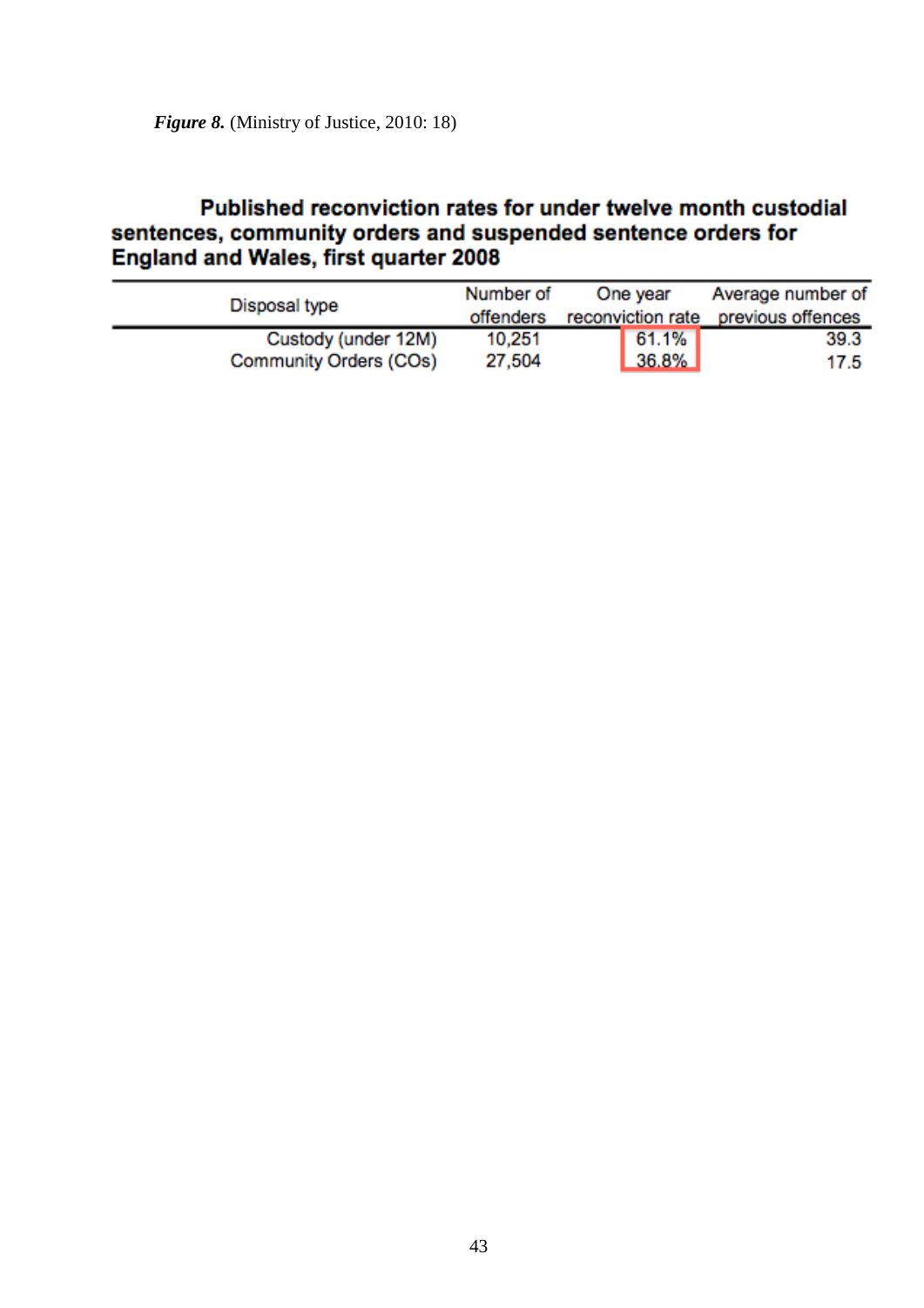***Figure 8.*** (Ministry of Justice, 2010: 18)

**Published reconviction rates for under twelve month custodial sentences, community orders and suspended sentence orders for England and Wales, first quarter 2008**

| Disposal type | Number of offenders | One year reconviction rate | Average number of previous offences |
|---|---|---|---|
| Custody (under 12M) | 10,251 | 61.1% | 39.3 |
| Community Orders (COs) | 27,504 | 36.8% | 17.5 |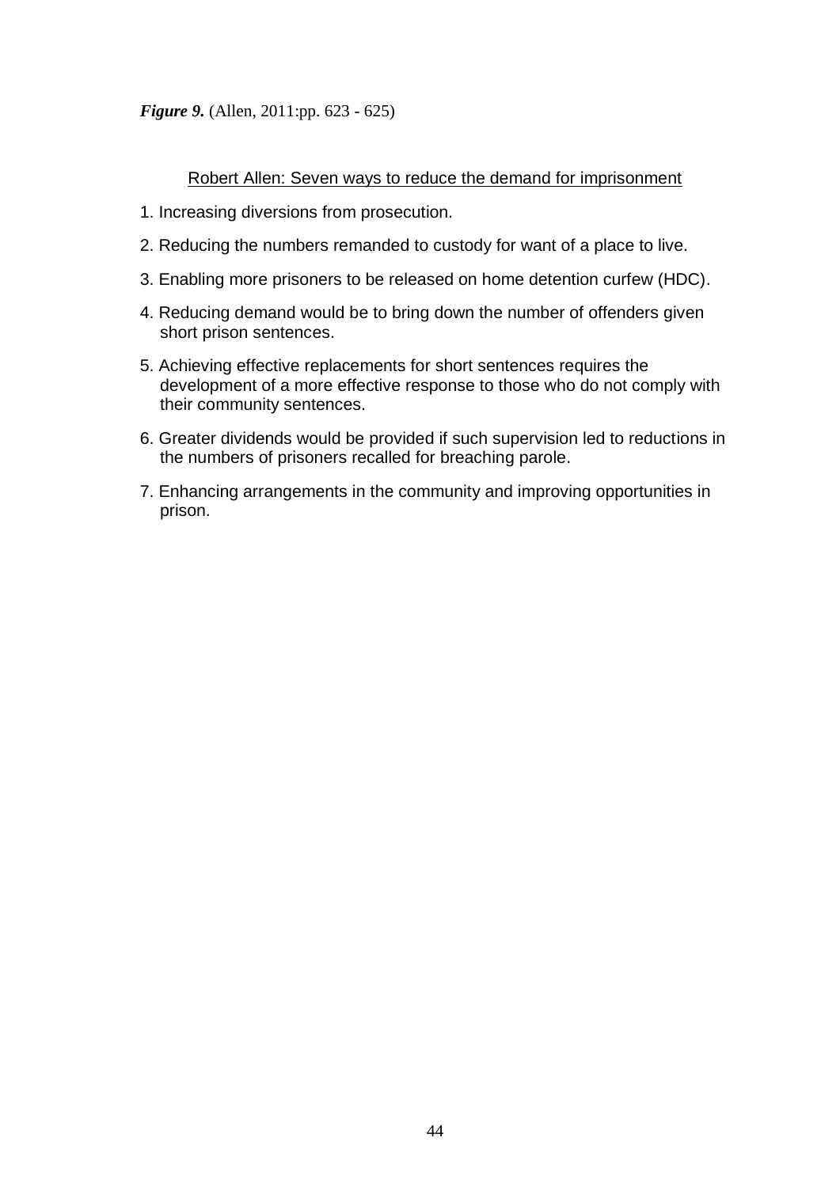***Figure 9.*** (Allen, 2011:pp. 623 - 625)

<u>Robert Allen: Seven ways to reduce the demand for imprisonment</u>

1. Increasing diversions from prosecution.
2. Reducing the numbers remanded to custody for want of a place to live.
3. Enabling more prisoners to be released on home detention curfew (HDC).
4. Reducing demand would be to bring down the number of offenders given short prison sentences.
5. Achieving effective replacements for short sentences requires the development of a more effective response to those who do not comply with their community sentences.
6. Greater dividends would be provided if such supervision led to reductions in the numbers of prisoners recalled for breaching parole.
7. Enhancing arrangements in the community and improving opportunities in prison.